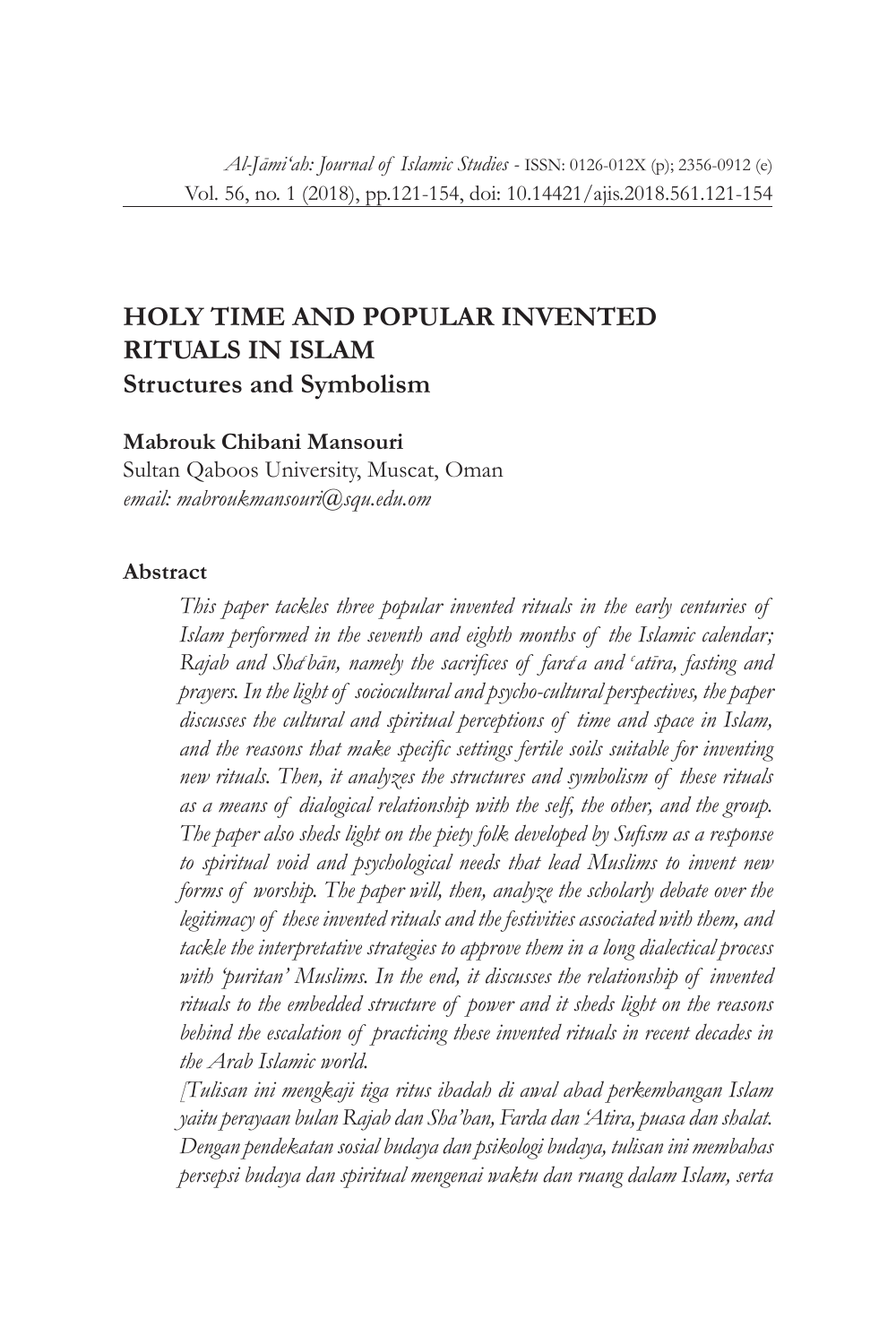# HOLY TIME AND POPULAR INVENTED RITUALS IN ISLAM
## Structures and Symbolism

**Mabrouk Chibani Mansouri**
Sultan Qaboos University, Muscat, Oman
*email: mabroukmansouri@squ.edu.om*

### Abstract

*This paper tackles three popular invented rituals in the early centuries of Islam performed in the seventh and eighth months of the Islamic calendar; Rajab and Shaʿbān, namely the sacrifices of faraʿa and ʿatīra, fasting and prayers. In the light of sociocultural and psycho-cultural perspectives, the paper discusses the cultural and spiritual perceptions of time and space in Islam, and the reasons that make specific settings fertile soils suitable for inventing new rituals. Then, it analyzes the structures and symbolism of these rituals as a means of dialogical relationship with the self, the other, and the group. The paper also sheds light on the piety folk developed by Sufism as a response to spiritual void and psychological needs that lead Muslims to invent new forms of worship. The paper will, then, analyze the scholarly debate over the legitimacy of these invented rituals and the festivities associated with them, and tackle the interpretative strategies to approve them in a long dialectical process with 'puritan' Muslims. In the end, it discusses the relationship of invented rituals to the embedded structure of power and it sheds light on the reasons behind the escalation of practicing these invented rituals in recent decades in the Arab Islamic world.*

*[Tulisan ini mengkaji tiga ritus ibadah di awal abad perkembangan Islam yaitu perayaan bulan Rajab dan Sha'ban, Farda dan 'Atira, puasa dan shalat. Dengan pendekatan sosial budaya dan psikologi budaya, tulisan ini membahas persepsi budaya dan spiritual mengenai waktu dan ruang dalam Islam, serta*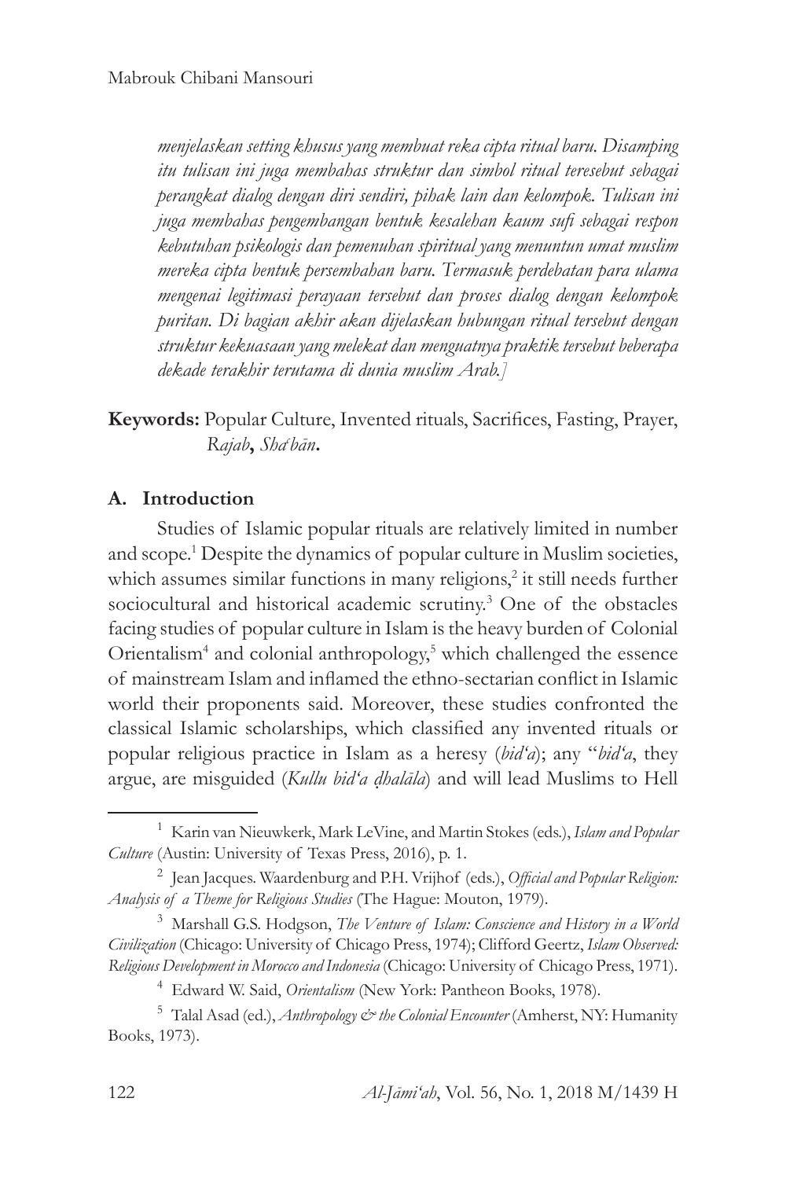*menjelaskan setting khusus yang membuat reka cipta ritual baru. Disamping itu tulisan ini juga membahas struktur dan simbol ritual teresebut sebagai perangkat dialog dengan diri sendiri, pihak lain dan kelompok. Tulisan ini juga membahas pengembangan bentuk kesalehan kaum sufi sebagai respon kebutuhan psikologis dan pemenuhan spiritual yang menuntun umat muslim mereka cipta bentuk persembahan baru. Termasuk perdebatan para ulama mengenai legitimasi perayaan tersebut dan proses dialog dengan kelompok puritan. Di bagian akhir akan dijelaskan hubungan ritual tersebut dengan struktur kekuasaan yang melekat dan menguatnya praktik tersebut beberapa dekade terakhir terutama di dunia muslim Arab.]*

**Keywords:** Popular Culture, Invented rituals, Sacrifices, Fasting, Prayer, *Rajab***,** *Shaʿbān***.**

## A. Introduction

Studies of Islamic popular rituals are relatively limited in number and scope.[1] Despite the dynamics of popular culture in Muslim societies, which assumes similar functions in many religions,[2] it still needs further sociocultural and historical academic scrutiny.[3] One of the obstacles facing studies of popular culture in Islam is the heavy burden of Colonial Orientalism[4] and colonial anthropology,[5] which challenged the essence of mainstream Islam and inflamed the ethno-sectarian conflict in Islamic world their proponents said. Moreover, these studies confronted the classical Islamic scholarships, which classified any invented rituals or popular religious practice in Islam as a heresy (*bid'a*); any "*bid'a*, they argue, are misguided (*Kullu bid'a ḍhalāla*) and will lead Muslims to Hell

---

[1] Karin van Nieuwkerk, Mark LeVine, and Martin Stokes (eds.), *Islam and Popular Culture* (Austin: University of Texas Press, 2016), p. 1.

[2] Jean Jacques. Waardenburg and P.H. Vrijhof (eds.), *Official and Popular Religion: Analysis of a Theme for Religious Studies* (The Hague: Mouton, 1979).

[3] Marshall G.S. Hodgson, *The Venture of Islam: Conscience and History in a World Civilization* (Chicago: University of Chicago Press, 1974); Clifford Geertz, *Islam Observed: Religious Development in Morocco and Indonesia* (Chicago: University of Chicago Press, 1971).

[4] Edward W. Said, *Orientalism* (New York: Pantheon Books, 1978).

[5] Talal Asad (ed.), *Anthropology & the Colonial Encounter* (Amherst, NY: Humanity Books, 1973).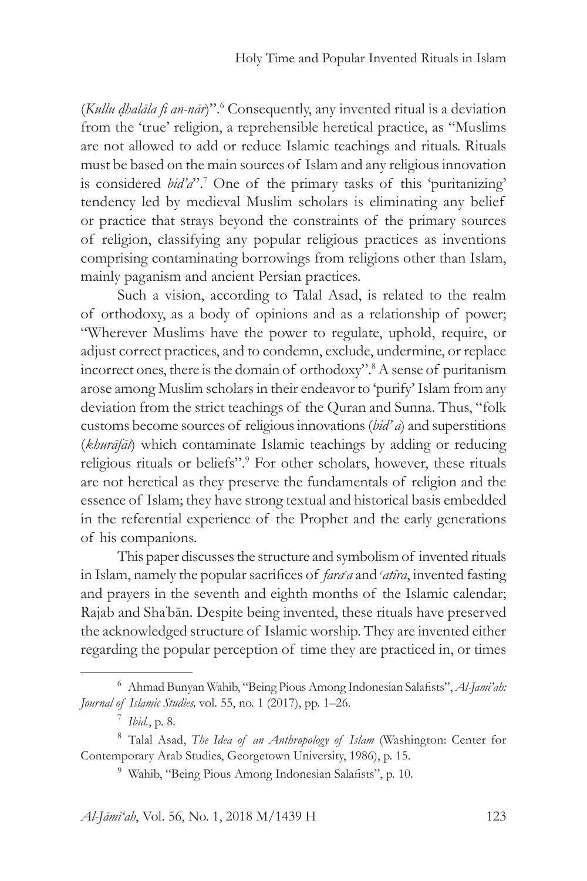(*Kullu ḍhalāla fi an-nār*)".[6] Consequently, any invented ritual is a deviation from the 'true' religion, a reprehensible heretical practice, as "Muslims are not allowed to add or reduce Islamic teachings and rituals. Rituals must be based on the main sources of Islam and any religious innovation is considered *bid'a*".[7] One of the primary tasks of this 'puritanizing' tendency led by medieval Muslim scholars is eliminating any belief or practice that strays beyond the constraints of the primary sources of religion, classifying any popular religious practices as inventions comprising contaminating borrowings from religions other than Islam, mainly paganism and ancient Persian practices.

Such a vision, according to Talal Asad, is related to the realm of orthodoxy, as a body of opinions and as a relationship of power; "Wherever Muslims have the power to regulate, uphold, require, or adjust correct practices, and to condemn, exclude, undermine, or replace incorrect ones, there is the domain of orthodoxy".[8] A sense of puritanism arose among Muslim scholars in their endeavor to 'purify' Islam from any deviation from the strict teachings of the Quran and Sunna. Thus, "folk customs become sources of religious innovations (*bid' a*) and superstitions (*khurāfāt*) which contaminate Islamic teachings by adding or reducing religious rituals or beliefs".[9] For other scholars, however, these rituals are not heretical as they preserve the fundamentals of religion and the essence of Islam; they have strong textual and historical basis embedded in the referential experience of the Prophet and the early generations of his companions.

This paper discusses the structure and symbolism of invented rituals in Islam, namely the popular sacrifices of *fara'a* and *'atīra*, invented fasting and prayers in the seventh and eighth months of the Islamic calendar; Rajab and Sha'bān. Despite being invented, these rituals have preserved the acknowledged structure of Islamic worship. They are invented either regarding the popular perception of time they are practiced in, or times

---

[6] Ahmad Bunyan Wahib, "Being Pious Among Indonesian Salafists", *Al-Jami'ah: Journal of Islamic Studies,* vol. 55, no. 1 (2017), pp. 1–26.

[7] *Ibid.*, p. 8.

[8] Talal Asad, *The Idea of an Anthropology of Islam* (Washington: Center for Contemporary Arab Studies, Georgetown University, 1986), p. 15.

[9] Wahib, "Being Pious Among Indonesian Salafists", p. 10.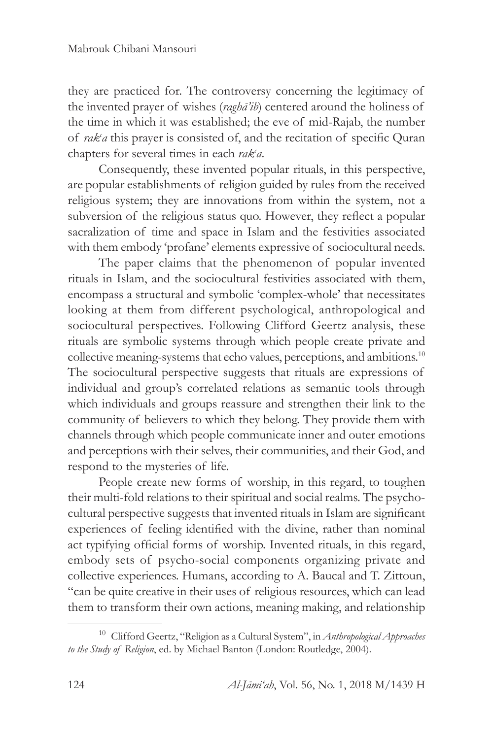they are practiced for. The controversy concerning the legitimacy of the invented prayer of wishes (*raghā'ib*) centered around the holiness of the time in which it was established; the eve of mid-Rajab, the number of *rakʿa* this prayer is consisted of, and the recitation of specific Quran chapters for several times in each *rakʿa*.

Consequently, these invented popular rituals, in this perspective, are popular establishments of religion guided by rules from the received religious system; they are innovations from within the system, not a subversion of the religious status quo. However, they reflect a popular sacralization of time and space in Islam and the festivities associated with them embody 'profane' elements expressive of sociocultural needs.

The paper claims that the phenomenon of popular invented rituals in Islam, and the sociocultural festivities associated with them, encompass a structural and symbolic 'complex-whole' that necessitates looking at them from different psychological, anthropological and sociocultural perspectives. Following Clifford Geertz analysis, these rituals are symbolic systems through which people create private and collective meaning-systems that echo values, perceptions, and ambitions.[10] The sociocultural perspective suggests that rituals are expressions of individual and group's correlated relations as semantic tools through which individuals and groups reassure and strengthen their link to the community of believers to which they belong. They provide them with channels through which people communicate inner and outer emotions and perceptions with their selves, their communities, and their God, and respond to the mysteries of life.

People create new forms of worship, in this regard, to toughen their multi-fold relations to their spiritual and social realms. The psycho-cultural perspective suggests that invented rituals in Islam are significant experiences of feeling identified with the divine, rather than nominal act typifying official forms of worship. Invented rituals, in this regard, embody sets of psycho-social components organizing private and collective experiences. Humans, according to A. Baucal and T. Zittoun, "can be quite creative in their uses of religious resources, which can lead them to transform their own actions, meaning making, and relationship

[10] Clifford Geertz, "Religion as a Cultural System", in *Anthropological Approaches to the Study of Religion*, ed. by Michael Banton (London: Routledge, 2004).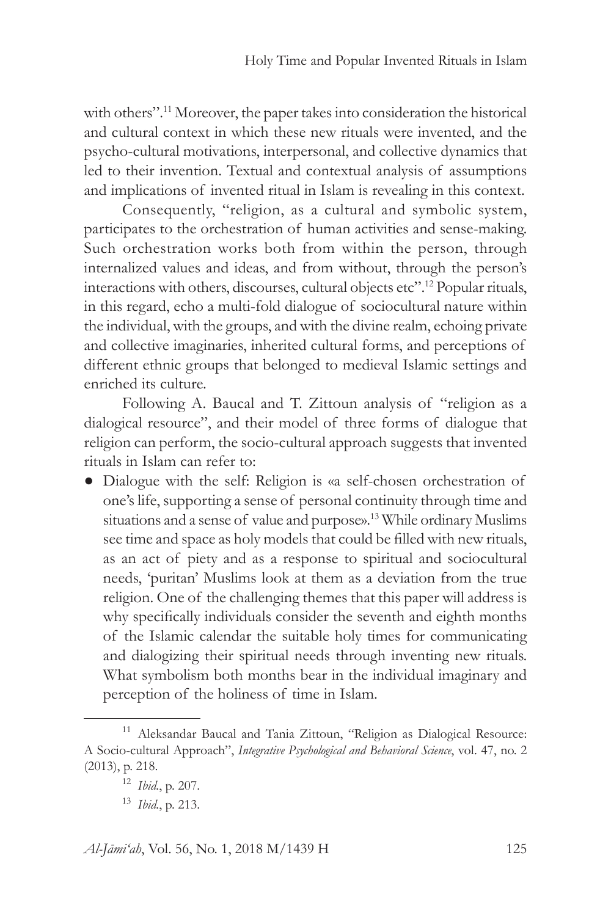with others".[11] Moreover, the paper takes into consideration the historical and cultural context in which these new rituals were invented, and the psycho-cultural motivations, interpersonal, and collective dynamics that led to their invention. Textual and contextual analysis of assumptions and implications of invented ritual in Islam is revealing in this context.

Consequently, "religion, as a cultural and symbolic system, participates to the orchestration of human activities and sense-making. Such orchestration works both from within the person, through internalized values and ideas, and from without, through the person's interactions with others, discourses, cultural objects etc".[12] Popular rituals, in this regard, echo a multi-fold dialogue of sociocultural nature within the individual, with the groups, and with the divine realm, echoing private and collective imaginaries, inherited cultural forms, and perceptions of different ethnic groups that belonged to medieval Islamic settings and enriched its culture.

Following A. Baucal and T. Zittoun analysis of "religion as a dialogical resource", and their model of three forms of dialogue that religion can perform, the socio-cultural approach suggests that invented rituals in Islam can refer to:

- Dialogue with the self: Religion is «a self-chosen orchestration of one's life, supporting a sense of personal continuity through time and situations and a sense of value and purpose».[13] While ordinary Muslims see time and space as holy models that could be filled with new rituals, as an act of piety and as a response to spiritual and sociocultural needs, 'puritan' Muslims look at them as a deviation from the true religion. One of the challenging themes that this paper will address is why specifically individuals consider the seventh and eighth months of the Islamic calendar the suitable holy times for communicating and dialogizing their spiritual needs through inventing new rituals. What symbolism both months bear in the individual imaginary and perception of the holiness of time in Islam.

---

[11] Aleksandar Baucal and Tania Zittoun, "Religion as Dialogical Resource: A Socio-cultural Approach", *Integrative Psychological and Behavioral Science*, vol. 47, no. 2 (2013), p. 218.

[12] *Ibid.*, p. 207.

[13] *Ibid.*, p. 213.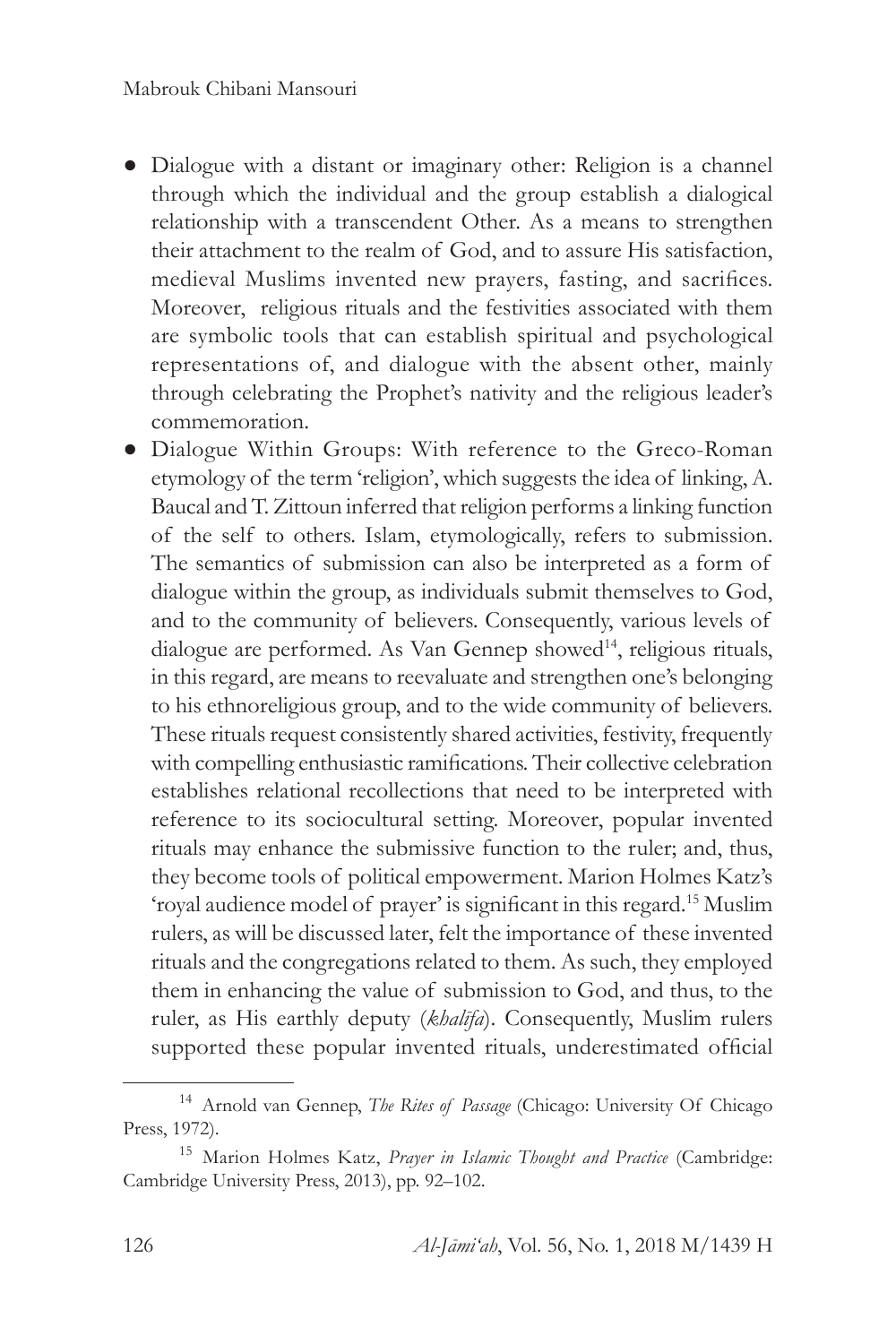- Dialogue with a distant or imaginary other: Religion is a channel through which the individual and the group establish a dialogical relationship with a transcendent Other. As a means to strengthen their attachment to the realm of God, and to assure His satisfaction, medieval Muslims invented new prayers, fasting, and sacrifices. Moreover, religious rituals and the festivities associated with them are symbolic tools that can establish spiritual and psychological representations of, and dialogue with the absent other, mainly through celebrating the Prophet's nativity and the religious leader's commemoration.
- Dialogue Within Groups: With reference to the Greco-Roman etymology of the term 'religion', which suggests the idea of linking, A. Baucal and T. Zittoun inferred that religion performs a linking function of the self to others. Islam, etymologically, refers to submission. The semantics of submission can also be interpreted as a form of dialogue within the group, as individuals submit themselves to God, and to the community of believers. Consequently, various levels of dialogue are performed. As Van Gennep showed[14], religious rituals, in this regard, are means to reevaluate and strengthen one's belonging to his ethnoreligious group, and to the wide community of believers. These rituals request consistently shared activities, festivity, frequently with compelling enthusiastic ramifications. Their collective celebration establishes relational recollections that need to be interpreted with reference to its sociocultural setting. Moreover, popular invented rituals may enhance the submissive function to the ruler; and, thus, they become tools of political empowerment. Marion Holmes Katz's 'royal audience model of prayer' is significant in this regard.[15] Muslim rulers, as will be discussed later, felt the importance of these invented rituals and the congregations related to them. As such, they employed them in enhancing the value of submission to God, and thus, to the ruler, as His earthly deputy (*khalīfa*). Consequently, Muslim rulers supported these popular invented rituals, underestimated official

[14] Arnold van Gennep, *The Rites of Passage* (Chicago: University Of Chicago Press, 1972).

[15] Marion Holmes Katz, *Prayer in Islamic Thought and Practice* (Cambridge: Cambridge University Press, 2013), pp. 92–102.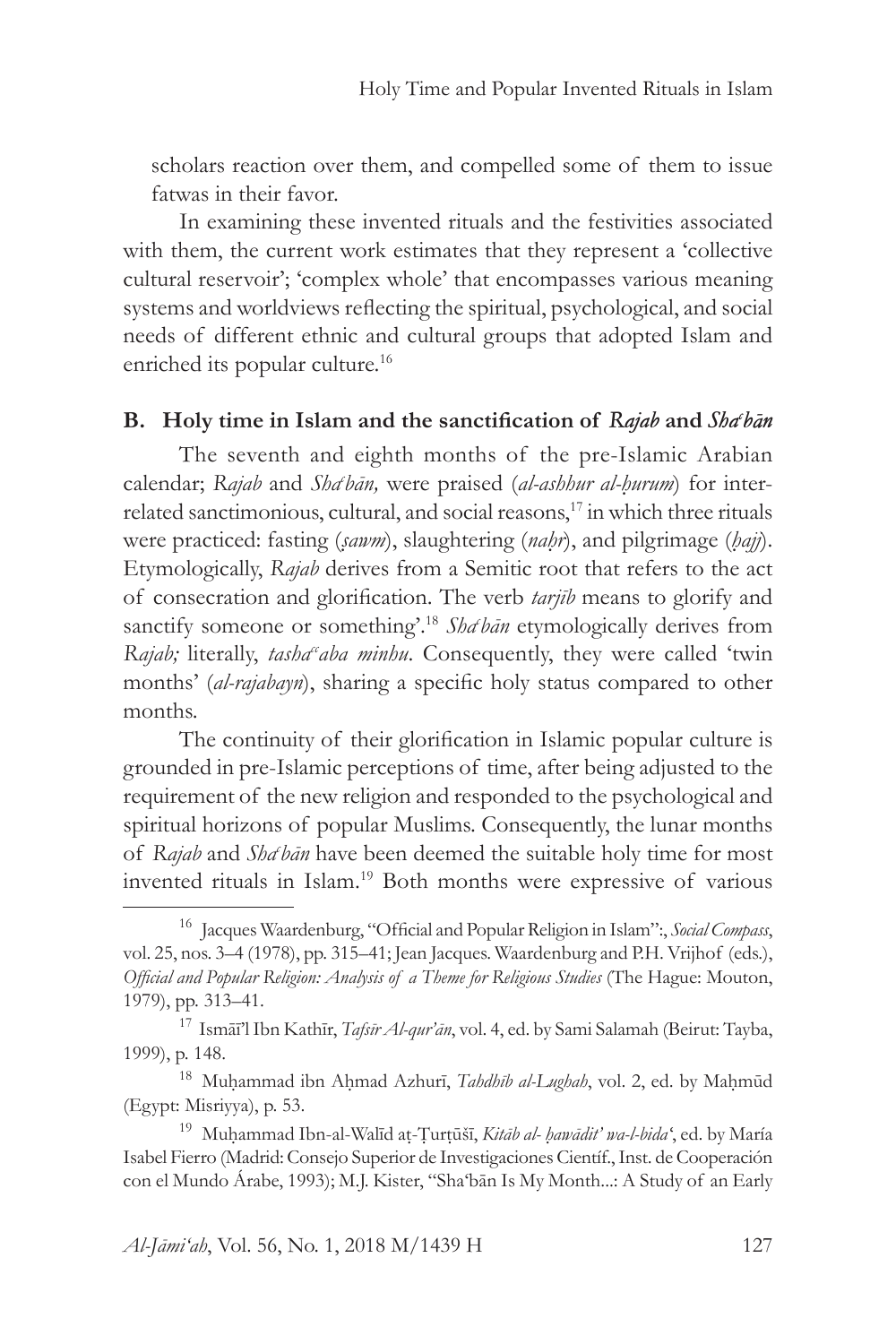scholars reaction over them, and compelled some of them to issue fatwas in their favor.

In examining these invented rituals and the festivities associated with them, the current work estimates that they represent a 'collective cultural reservoir'; 'complex whole' that encompasses various meaning systems and worldviews reflecting the spiritual, psychological, and social needs of different ethnic and cultural groups that adopted Islam and enriched its popular culture.[16]

## B. Holy time in Islam and the sanctification of *Rajab* and *Shaʿbān*

The seventh and eighth months of the pre-Islamic Arabian calendar; *Rajab* and *Shaʿbān,* were praised (*al-ashhur al-ḥurum*) for inter-related sanctimonious, cultural, and social reasons,[17] in which three rituals were practiced: fasting (*ṣawm*), slaughtering (*naḥr*), and pilgrimage (*ḥajj*). Etymologically, *Rajab* derives from a Semitic root that refers to the act of consecration and glorification. The verb *tarjīb* means to glorify and sanctify someone or something'.[18] *Shaʿbān* etymologically derives from *Rajab;* literally, *tashaʿʿaba minhu*. Consequently, they were called 'twin months' (*al-rajabayn*), sharing a specific holy status compared to other months.

The continuity of their glorification in Islamic popular culture is grounded in pre-Islamic perceptions of time, after being adjusted to the requirement of the new religion and responded to the psychological and spiritual horizons of popular Muslims. Consequently, the lunar months of *Rajab* and *Shaʿbān* have been deemed the suitable holy time for most invented rituals in Islam.[19] Both months were expressive of various

---

[16] Jacques Waardenburg, "Official and Popular Religion in Islam":, *Social Compass*, vol. 25, nos. 3–4 (1978), pp. 315–41; Jean Jacques. Waardenburg and P.H. Vrijhof (eds.), *Official and Popular Religion: Analysis of a Theme for Religious Studies* (The Hague: Mouton, 1979), pp. 313–41.

[17] Ismāʿīl Ibn Kathīr, *Tafsīr Al-qur'ān*, vol. 4, ed. by Sami Salamah (Beirut: Tayba, 1999), p. 148.

[18] Muḥammad ibn Aḥmad Azhurī, *Tahdhīb al-Lughah*, vol. 2, ed. by Maḥmūd (Egypt: Misriyya), p. 53.

[19] Muḥammad Ibn-al-Walīd aṭ-Ṭurṭūšī, *Kitāb al- ḥawādit' wa-l-bida'*, ed. by María Isabel Fierro (Madrid: Consejo Superior de Investigaciones Científ., Inst. de Cooperación con el Mundo Árabe, 1993); M.J. Kister, "Shaʿbān Is My Month...: A Study of an Early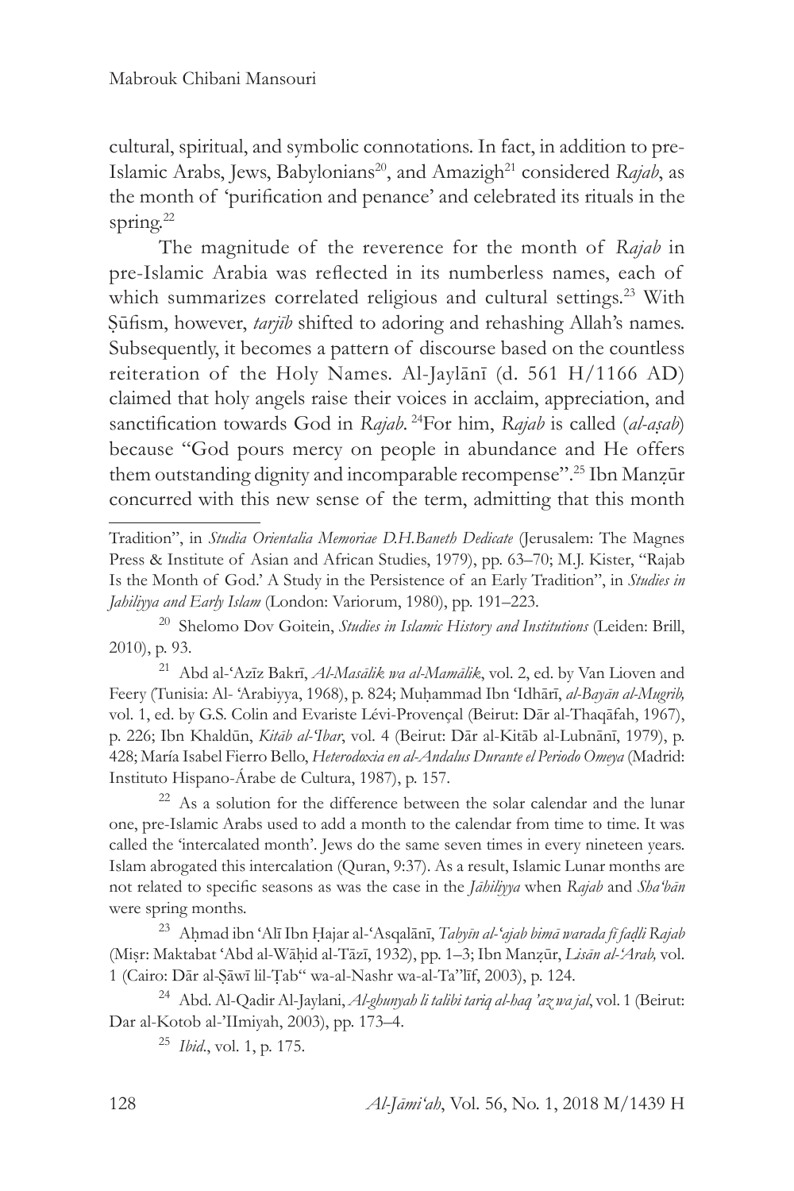cultural, spiritual, and symbolic connotations. In fact, in addition to pre-Islamic Arabs, Jews, Babylonians[20], and Amazigh[21] considered *Rajab*, as the month of 'purification and penance' and celebrated its rituals in the spring.[22]

The magnitude of the reverence for the month of *Rajab* in pre-Islamic Arabia was reflected in its numberless names, each of which summarizes correlated religious and cultural settings.[23] With Ṣūfism, however, *tarjīb* shifted to adoring and rehashing Allah's names. Subsequently, it becomes a pattern of discourse based on the countless reiteration of the Holy Names. Al-Jaylānī (d. 561 H/1166 AD) claimed that holy angels raise their voices in acclaim, appreciation, and sanctification towards God in *Rajab*. [24]For him, *Rajab* is called (*al-aṣab*) because "God pours mercy on people in abundance and He offers them outstanding dignity and incomparable recompense".[25] Ibn Manẓūr concurred with this new sense of the term, admitting that this month

---

Tradition", in *Studia Orientalia Memoriae D.H.Baneth Dedicate* (Jerusalem: The Magnes Press & Institute of Asian and African Studies, 1979), pp. 63–70; M.J. Kister, "Rajab Is the Month of God.' A Study in the Persistence of an Early Tradition", in *Studies in Jahiliyya and Early Islam* (London: Variorum, 1980), pp. 191–223.

[20] Shelomo Dov Goitein, *Studies in Islamic History and Institutions* (Leiden: Brill, 2010), p. 93.

[21] Abd al-'Azīz Bakrī, *Al-Masālik wa al-Mamālik*, vol. 2, ed. by Van Lioven and Feery (Tunisia: Al- 'Arabiyya, 1968), p. 824; Muḥammad Ibn 'Idhārī, *al-Bayān al-Mugrib,* vol. 1, ed. by G.S. Colin and Evariste Lévi-Provençal (Beirut: Dār al-Thaqāfah, 1967), p. 226; Ibn Khaldūn, *Kitāb al-'Ibar*, vol. 4 (Beirut: Dār al-Kitāb al-Lubnānī, 1979), p. 428; María Isabel Fierro Bello, *Heterodoxia en al-Andalus Durante el Periodo Omeya* (Madrid: Instituto Hispano-Árabe de Cultura, 1987), p. 157.

[22] As a solution for the difference between the solar calendar and the lunar one, pre-Islamic Arabs used to add a month to the calendar from time to time. It was called the 'intercalated month'. Jews do the same seven times in every nineteen years. Islam abrogated this intercalation (Quran, 9:37). As a result, Islamic Lunar months are not related to specific seasons as was the case in the *Jāhiliyya* when *Rajab* and *Sha'bān* were spring months.

[23] Aḥmad ibn 'Alī Ibn Ḥajar al-'Asqalānī, *Tabyīn al-'ajab bimā warada fī faḍli Rajab* (Miṣr: Maktabat 'Abd al-Wāḥid al-Tāzī, 1932), pp. 1–3; Ibn Manẓūr, *Lisān al-'Arab,* vol. 1 (Cairo: Dār al-Ṣāwī lil-Ṭab" wa-al-Nashr wa-al-Ta"līf, 2003), p. 124.

[24] Abd. Al-Qadir Al-Jaylani, *Al-ghunyah li talibi tariq al-haq 'az wa jal*, vol. 1 (Beirut: Dar al-Kotob al-'IImiyah, 2003), pp. 173–4.

[25] *Ibid.*, vol. 1, p. 175.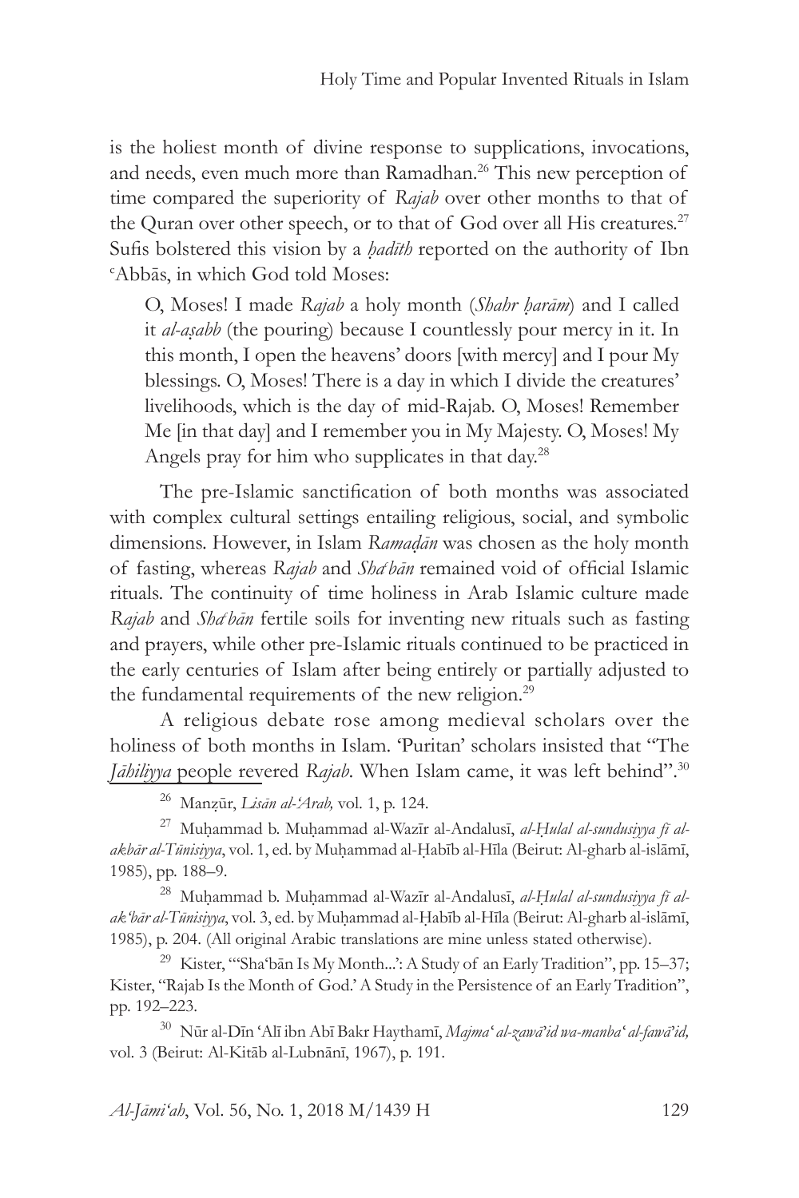is the holiest month of divine response to supplications, invocations, and needs, even much more than Ramadhan.[26] This new perception of time compared the superiority of *Rajab* over other months to that of the Quran over other speech, or to that of God over all His creatures.[27] Sufis bolstered this vision by a *ḥadīth* reported on the authority of Ibn ʿAbbās, in which God told Moses:

> O, Moses! I made *Rajab* a holy month (*Shahr ḥarām*) and I called it *al-aṣabb* (the pouring) because I countlessly pour mercy in it. In this month, I open the heavens' doors [with mercy] and I pour My blessings. O, Moses! There is a day in which I divide the creatures' livelihoods, which is the day of mid-Rajab. O, Moses! Remember Me [in that day] and I remember you in My Majesty. O, Moses! My Angels pray for him who supplicates in that day.[28]

The pre-Islamic sanctification of both months was associated with complex cultural settings entailing religious, social, and symbolic dimensions. However, in Islam *Ramaḍān* was chosen as the holy month of fasting, whereas *Rajab* and *Shaʿbān* remained void of official Islamic rituals. The continuity of time holiness in Arab Islamic culture made *Rajab* and *Shaʿbān* fertile soils for inventing new rituals such as fasting and prayers, while other pre-Islamic rituals continued to be practiced in the early centuries of Islam after being entirely or partially adjusted to the fundamental requirements of the new religion.[29]

A religious debate rose among medieval scholars over the holiness of both months in Islam. 'Puritan' scholars insisted that "The *Jāhiliyya* people revered *Rajab*. When Islam came, it was left behind".[30]

---

[26] Manẓūr, *Lisān al-ʿArab,* vol. 1, p. 124.

[27] Muḥammad b. Muḥammad al-Wazīr al-Andalusī, *al-Ḥulal al-sundusiyya fī al-akbār al-Tūnisiyya*, vol. 1, ed. by Muḥammad al-Ḥabīb al-Hīla (Beirut: Al-gharb al-islāmī, 1985), pp. 188–9.

[28] Muḥammad b. Muḥammad al-Wazīr al-Andalusī, *al-Ḥulal al-sundusiyya fī al-akʿbār al-Tūnisiyya*, vol. 3, ed. by Muḥammad al-Ḥabīb al-Hīla (Beirut: Al-gharb al-islāmī, 1985), p. 204. (All original Arabic translations are mine unless stated otherwise).

[29] Kister, "'Shaʿbān Is My Month...': A Study of an Early Tradition", pp. 15–37; Kister, "Rajab Is the Month of God.' A Study in the Persistence of an Early Tradition", pp. 192–223.

[30] Nūr al-Dīn ʿAlī ibn Abī Bakr Haythamī, *Majmaʿ al-zawāʾid wa-manbaʿ al-fawāʾid,* vol. 3 (Beirut: Al-Kitāb al-Lubnānī, 1967), p. 191.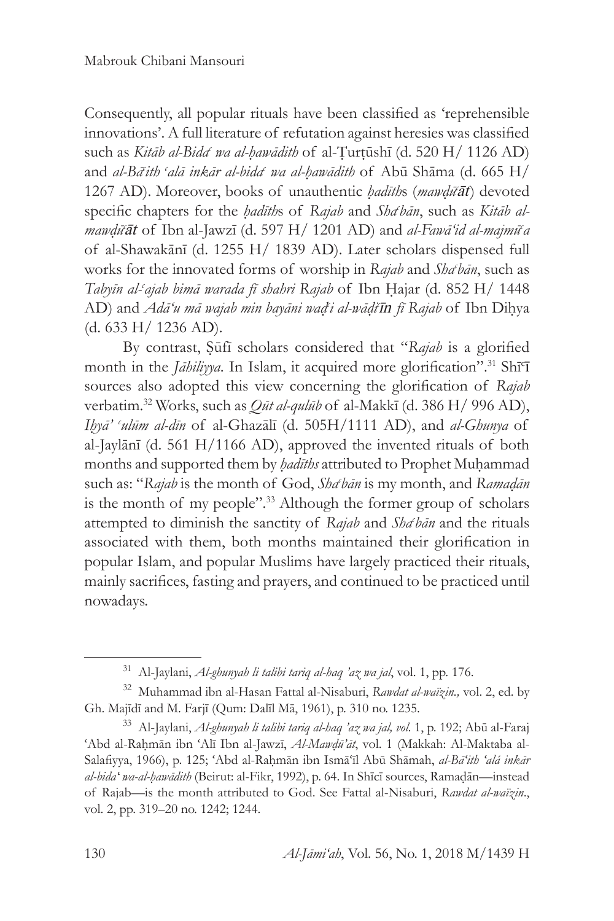Consequently, all popular rituals have been classified as 'reprehensible innovations'. A full literature of refutation against heresies was classified such as *Kitāb al-Bidaʿ wa al-ḥawādith* of al-Ṭurṭūshī (d. 520 H/ 1126 AD) and *al-Bāʿith ʿalā inkār al-bidaʿ wa al-ḥawādith* of Abū Shāma (d. 665 H/ 1267 AD). Moreover, books of unauthentic *ḥadīth*s (*mawḍūʿāt*) devoted specific chapters for the *ḥadīth*s of *Rajab* and *Shaʿbān*, such as *Kitāb al-mawḍūʿāt* of Ibn al-Jawzī (d. 597 H/ 1201 AD) and *al-Fawāʿid al-majmūʿa* of al-Shawakānī (d. 1255 H/ 1839 AD). Later scholars dispensed full works for the innovated forms of worship in *Rajab* and *Shaʿbān*, such as *Tabyīn al-ʿajab bimā warada fī shahri Rajab* of Ibn Ḥajar (d. 852 H/ 1448 AD) and *Adāʾu mā wajab min bayāni waḍʿi al-wāḍiʿīn fī Rajab* of Ibn Diḥya (d. 633 H/ 1236 AD).

By contrast, Ṣūfī scholars considered that "*Rajab* is a glorified month in the *Jāhiliyya*. In Islam, it acquired more glorification".[31] Shīʿī sources also adopted this view concerning the glorification of *Rajab* verbatim.[32] Works, such as *Qūt al-qulūb* of al-Makkī (d. 386 H/ 996 AD), *Iḥyāʾ ʿulūm al-dīn* of al-Ghazālī (d. 505H/1111 AD), and *al-Ghunya* of al-Jaylānī (d. 561 H/1166 AD), approved the invented rituals of both months and supported them by *ḥadīths* attributed to Prophet Muḥammad such as: "*Rajab* is the month of God, *Shaʿbān* is my month, and *Ramaḍān* is the month of my people".[33] Although the former group of scholars attempted to diminish the sanctity of *Rajab* and *Shaʿbān* and the rituals associated with them, both months maintained their glorification in popular Islam, and popular Muslims have largely practiced their rituals, mainly sacrifices, fasting and prayers, and continued to be practiced until nowadays.

---

[31] Al-Jaylani, *Al-ghunyah li talibi tariq al-haq 'az wa jal*, vol. 1, pp. 176.

[32] Muhammad ibn al-Hasan Fattal al-Nisaburi, *Rawdat al-waïzin.,* vol. 2, ed. by Gh. Majīdī and M. Farjī (Qum: Dalīl Mā, 1961), p. 310 no. 1235.

[33] Al-Jaylani, *Al-ghunyah li talibi tariq al-haq 'az wa jal, vol.* 1, p. 192; Abū al-Faraj ʿAbd al-Raḥmān ibn ʿAlī Ibn al-Jawzī, *Al-Mawḍūʿāt*, vol. 1 (Makkah: Al-Maktaba al-Salafiyya, 1966), p. 125; ʿAbd al-Raḥmān ibn Ismāʿīl Abū Shāmah, *al-Bāʿith ʿalá inkār al-bidaʿ wa-al-ḥawādith* (Beirut: al-Fikr, 1992), p. 64. In Shīʿī sources, Ramaḍān—instead of Rajab—is the month attributed to God. See Fattal al-Nisaburi, *Rawdat al-waïzin*., vol. 2, pp. 319–20 no. 1242; 1244.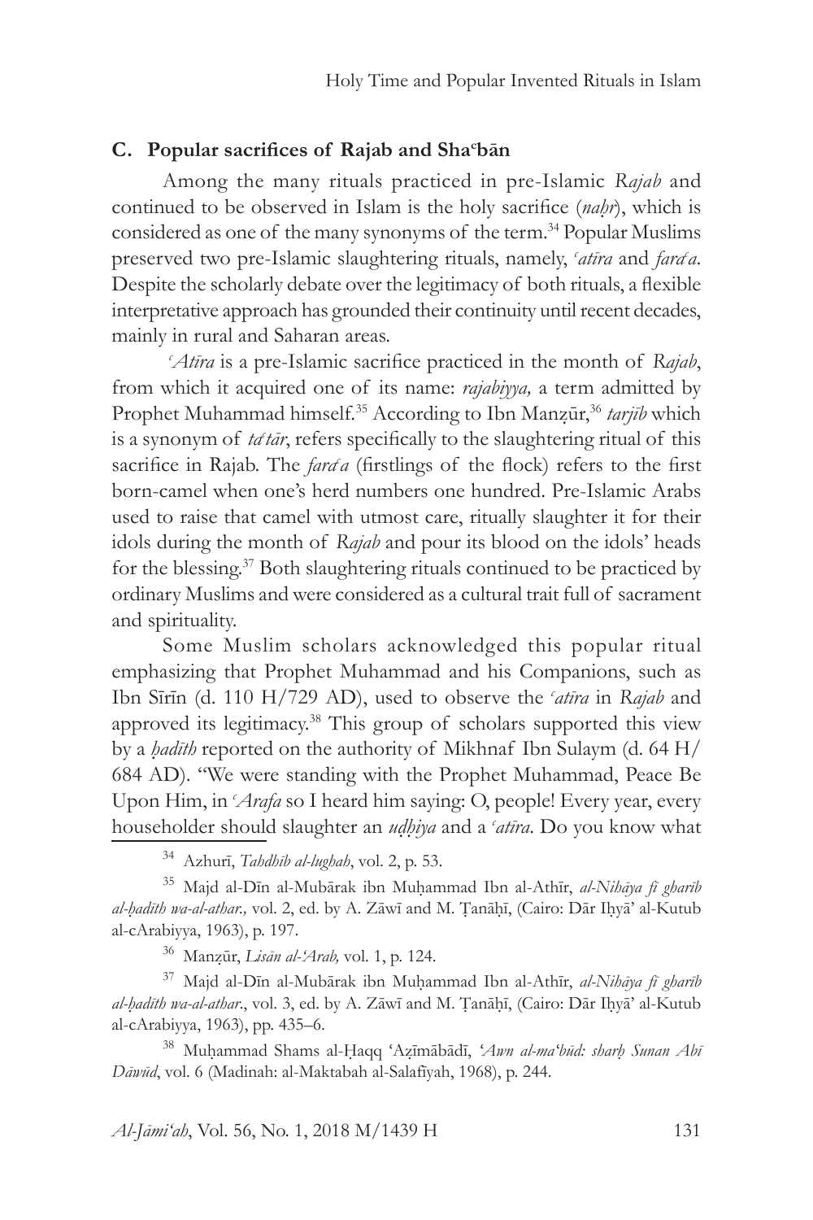### C. Popular sacrifices of Rajab and Shaᶜbān

Among the many rituals practiced in pre-Islamic *Rajab* and continued to be observed in Islam is the holy sacrifice (*naḥr*), which is considered as one of the many synonyms of the term.[34] Popular Muslims preserved two pre-Islamic slaughtering rituals, namely, *ᶜatīra* and *faraᶜa*. Despite the scholarly debate over the legitimacy of both rituals, a flexible interpretative approach has grounded their continuity until recent decades, mainly in rural and Saharan areas.

*ᶜAtīra* is a pre-Islamic sacrifice practiced in the month of *Rajab*, from which it acquired one of its name: *rajabiyya,* a term admitted by Prophet Muhammad himself.[35] According to Ibn Manẓūr,[36] *tarjīb* which is a synonym of *taᶜtār*, refers specifically to the slaughtering ritual of this sacrifice in Rajab. The *faraᶜa* (firstlings of the flock) refers to the first born-camel when one's herd numbers one hundred. Pre-Islamic Arabs used to raise that camel with utmost care, ritually slaughter it for their idols during the month of *Rajab* and pour its blood on the idols' heads for the blessing.[37] Both slaughtering rituals continued to be practiced by ordinary Muslims and were considered as a cultural trait full of sacrament and spirituality.

Some Muslim scholars acknowledged this popular ritual emphasizing that Prophet Muhammad and his Companions, such as Ibn Sīrīn (d. 110 H/729 AD), used to observe the *ᶜatīra* in *Rajab* and approved its legitimacy.[38] This group of scholars supported this view by a *ḥadīth* reported on the authority of Mikhnaf Ibn Sulaym (d. 64 H/ 684 AD). "We were standing with the Prophet Muhammad, Peace Be Upon Him, in *ᶜArafa* so I heard him saying: O, people! Every year, every householder should slaughter an *uḍḥiya* and a *ᶜatīra*. Do you know what

---

[34] Azhurī, *Tahdhīb al-lughah*, vol. 2, p. 53.

[35] Majd al-Dīn al-Mubārak ibn Muḥammad Ibn al-Athīr, *al-Nihāya fī gharīb al-ḥadīth wa-al-athar.,* vol. 2, ed. by A. Zāwī and M. Ṭanāḥī, (Cairo: Dār Iḥyā' al-Kutub al-cArabiyya, 1963), p. 197.

[36] Manẓūr, *Lisān al-'Arab,* vol. 1, p. 124.

[37] Majd al-Dīn al-Mubārak ibn Muḥammad Ibn al-Athīr, *al-Nihāya fī gharīb al-ḥadīth wa-al-athar.*, vol. 3, ed. by A. Zāwī and M. Ṭanāḥī, (Cairo: Dār Iḥyā' al-Kutub al-cArabiyya, 1963), pp. 435–6.

[38] Muḥammad Shams al-Ḥaqq 'Aẓīmābādī, *'Awn al-ma'būd: sharḥ Sunan Abī Dāwūd*, vol. 6 (Madinah: al-Maktabah al-Salafīyah, 1968), p. 244.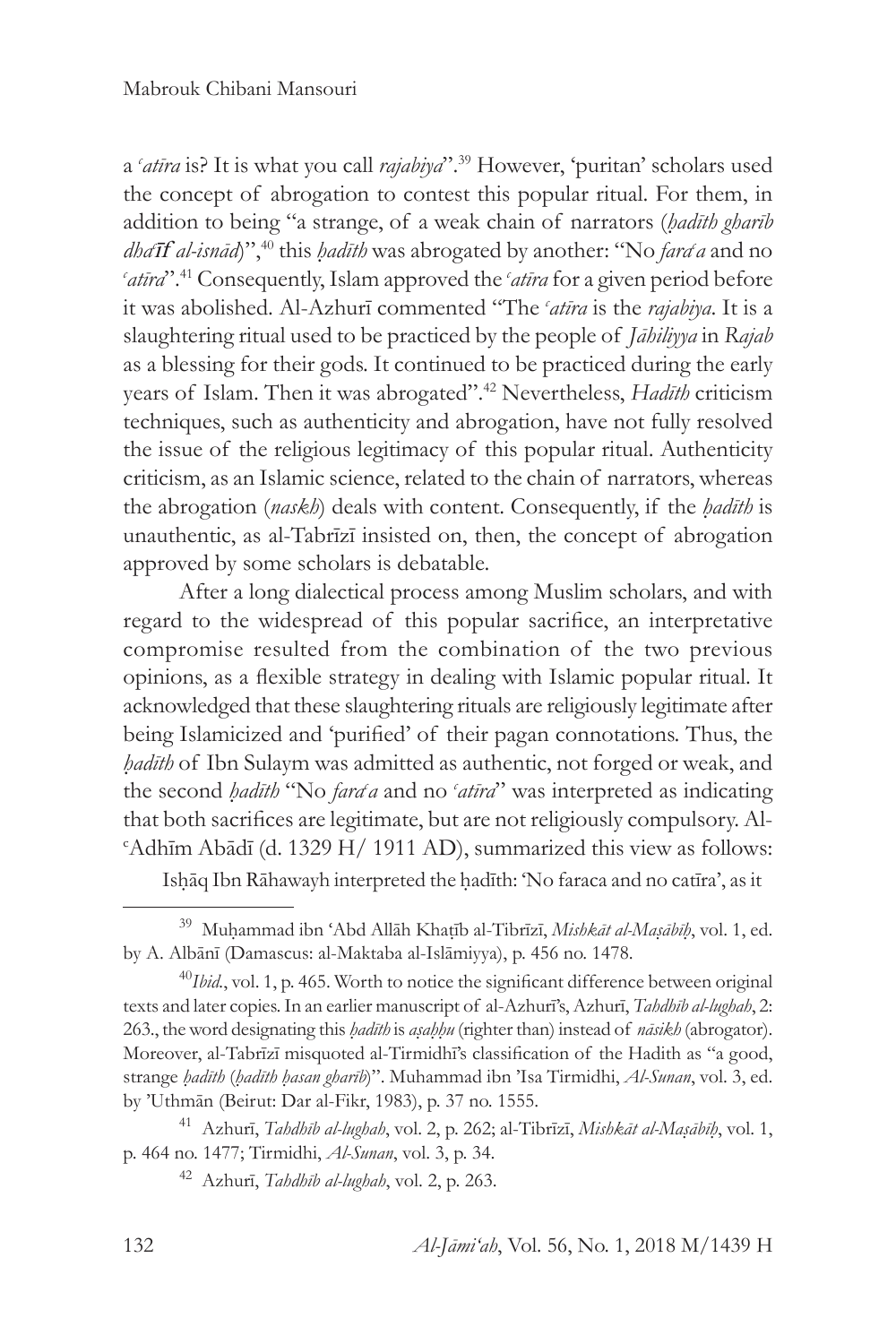a *ʿatīra* is? It is what you call *rajabiya*".[39] However, 'puritan' scholars used the concept of abrogation to contest this popular ritual. For them, in addition to being "a strange, of a weak chain of narrators (*ḥadīth gharīb dhaʿīf al-isnād*)",[40] this *ḥadīth* was abrogated by another: "No *faraʿa* and no *ʿatīra*".[41] Consequently, Islam approved the *ʿatīra* for a given period before it was abolished. Al-Azhurī commented "The *ʿatīra* is the *rajabiya*. It is a slaughtering ritual used to be practiced by the people of *Jāhiliyya* in *Rajab* as a blessing for their gods. It continued to be practiced during the early years of Islam. Then it was abrogated".[42] Nevertheless, *Hadīth* criticism techniques, such as authenticity and abrogation, have not fully resolved the issue of the religious legitimacy of this popular ritual. Authenticity criticism, as an Islamic science, related to the chain of narrators, whereas the abrogation (*naskh*) deals with content. Consequently, if the *ḥadīth* is unauthentic, as al-Tabrīzī insisted on, then, the concept of abrogation approved by some scholars is debatable.

After a long dialectical process among Muslim scholars, and with regard to the widespread of this popular sacrifice, an interpretative compromise resulted from the combination of the two previous opinions, as a flexible strategy in dealing with Islamic popular ritual. It acknowledged that these slaughtering rituals are religiously legitimate after being Islamicized and 'purified' of their pagan connotations. Thus, the *ḥadīth* of Ibn Sulaym was admitted as authentic, not forged or weak, and the second *ḥadīth* "No *faraʿa* and no *ʿatīra*" was interpreted as indicating that both sacrifices are legitimate, but are not religiously compulsory. Al-ʿAdhīm Abādī (d. 1329 H/ 1911 AD), summarized this view as follows:

Isḥāq Ibn Rāhawayh interpreted the ḥadīth: 'No faraca and no catīra', as it

---

[39] Muḥammad ibn 'Abd Allāh Khaṭīb al-Tibrīzī, *Mishkāt al-Maṣābīḥ*, vol. 1, ed. by A. Albānī (Damascus: al-Maktaba al-Islāmiyya), p. 456 no. 1478.

[40] *Ibid.*, vol. 1, p. 465. Worth to notice the significant difference between original texts and later copies. In an earlier manuscript of al-Azhurī's, Azhurī, *Tahdhīb al-lughah*, 2: 263., the word designating this *ḥadīth* is *aṣaḥḥu* (righter than) instead of *nāsikh* (abrogator). Moreover, al-Tabrīzī misquoted al-Tirmidhī's classification of the Hadith as "a good, strange *ḥadīth* (*ḥadīth ḥasan gharīb*)". Muhammad ibn 'Isa Tirmidhi, *Al-Sunan*, vol. 3, ed. by 'Uthmān (Beirut: Dar al-Fikr, 1983), p. 37 no. 1555.

[41] Azhurī, *Tahdhīb al-lughah*, vol. 2, p. 262; al-Tibrīzī, *Mishkāt al-Maṣābīḥ*, vol. 1, p. 464 no. 1477; Tirmidhi, *Al-Sunan*, vol. 3, p. 34.

[42] Azhurī, *Tahdhīb al-lughah*, vol. 2, p. 263.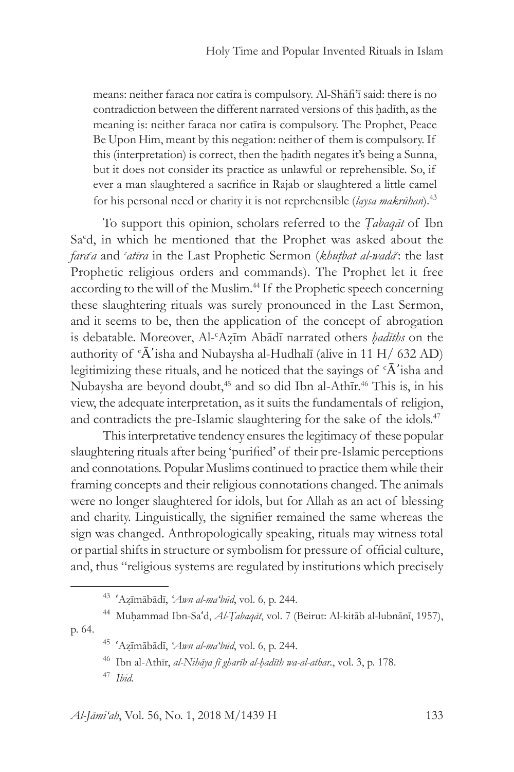means: neither faraca nor catīra is compulsory. Al-Shāfi'ī said: there is no contradiction between the different narrated versions of this ḥadīth, as the meaning is: neither faraca nor catīra is compulsory. The Prophet, Peace Be Upon Him, meant by this negation: neither of them is compulsory. If this (interpretation) is correct, then the ḥadīth negates it's being a Sunna, but it does not consider its practice as unlawful or reprehensible. So, if ever a man slaughtered a sacrifice in Rajab or slaughtered a little camel for his personal need or charity it is not reprehensible (*laysa makrūhan*).[43]

To support this opinion, scholars referred to the *Ṭabaqāt* of Ibn Saᶜd, in which he mentioned that the Prophet was asked about the *faraᶜa* and *ᶜatīra* in the Last Prophetic Sermon (*khuṭbat al-wadāᶜ*: the last Prophetic religious orders and commands). The Prophet let it free according to the will of the Muslim.[44] If the Prophetic speech concerning these slaughtering rituals was surely pronounced in the Last Sermon, and it seems to be, then the application of the concept of abrogation is debatable. Moreover, Al-ᶜAẓīm Abādī narrated others *ḥadīths* on the authority of ᶜĀ'isha and Nubaysha al-Hudhalī (alive in 11 H/ 632 AD) legitimizing these rituals, and he noticed that the sayings of ᶜĀ'isha and Nubaysha are beyond doubt,[45] and so did Ibn al-Athīr.[46] This is, in his view, the adequate interpretation, as it suits the fundamentals of religion, and contradicts the pre-Islamic slaughtering for the sake of the idols.[47]

This interpretative tendency ensures the legitimacy of these popular slaughtering rituals after being 'purified' of their pre-Islamic perceptions and connotations. Popular Muslims continued to practice them while their framing concepts and their religious connotations changed. The animals were no longer slaughtered for idols, but for Allah as an act of blessing and charity. Linguistically, the signifier remained the same whereas the sign was changed. Anthropologically speaking, rituals may witness total or partial shifts in structure or symbolism for pressure of official culture, and, thus "religious systems are regulated by institutions which precisely

---

[43] 'Aẓīmābādī, *'Awn al-ma'būd*, vol. 6, p. 244.

[44] Muḥammad Ibn-Sa'd, *Al-Ṭabaqāt*, vol. 7 (Beirut: Al-kitāb al-lubnānī, 1957), p. 64.

[45] 'Aẓīmābādī, *'Awn al-ma'būd*, vol. 6, p. 244.

[46] Ibn al-Athīr, *al-Nihāya fī gharīb al-ḥadīth wa-al-athar.*, vol. 3, p. 178.

[47] *Ibid.*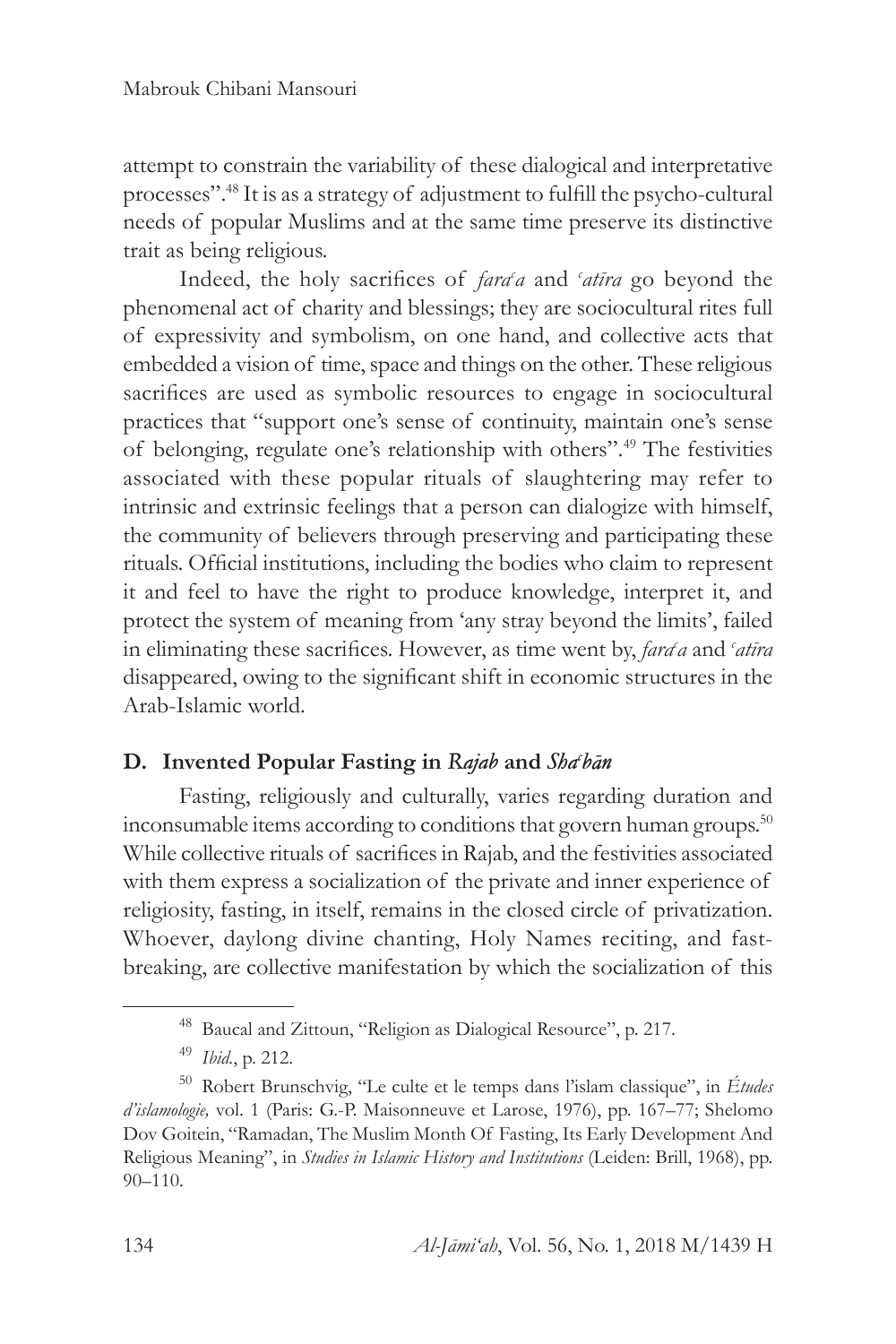attempt to constrain the variability of these dialogical and interpretative processes".[48] It is as a strategy of adjustment to fulfill the psycho-cultural needs of popular Muslims and at the same time preserve its distinctive trait as being religious.

Indeed, the holy sacrifices of *faraʿa* and *ʿatīra* go beyond the phenomenal act of charity and blessings; they are sociocultural rites full of expressivity and symbolism, on one hand, and collective acts that embedded a vision of time, space and things on the other. These religious sacrifices are used as symbolic resources to engage in sociocultural practices that "support one's sense of continuity, maintain one's sense of belonging, regulate one's relationship with others".[49] The festivities associated with these popular rituals of slaughtering may refer to intrinsic and extrinsic feelings that a person can dialogize with himself, the community of believers through preserving and participating these rituals. Official institutions, including the bodies who claim to represent it and feel to have the right to produce knowledge, interpret it, and protect the system of meaning from 'any stray beyond the limits', failed in eliminating these sacrifices. However, as time went by, *faraʿa* and *ʿatīra* disappeared, owing to the significant shift in economic structures in the Arab-Islamic world.

## D. Invented Popular Fasting in *Rajab* and *Shaʿbān*

Fasting, religiously and culturally, varies regarding duration and inconsumable items according to conditions that govern human groups.[50] While collective rituals of sacrifices in Rajab, and the festivities associated with them express a socialization of the private and inner experience of religiosity, fasting, in itself, remains in the closed circle of privatization. Whoever, daylong divine chanting, Holy Names reciting, and fast-breaking, are collective manifestation by which the socialization of this

---

[48] Baucal and Zittoun, "Religion as Dialogical Resource", p. 217.

[49] *Ibid*., p. 212.

[50] Robert Brunschvig, "Le culte et le temps dans l'islam classique", in *Études d'islamologie,* vol. 1 (Paris: G.-P. Maisonneuve et Larose, 1976), pp. 167–77; Shelomo Dov Goitein, "Ramadan, The Muslim Month Of Fasting, Its Early Development And Religious Meaning", in *Studies in Islamic History and Institutions* (Leiden: Brill, 1968), pp. 90–110.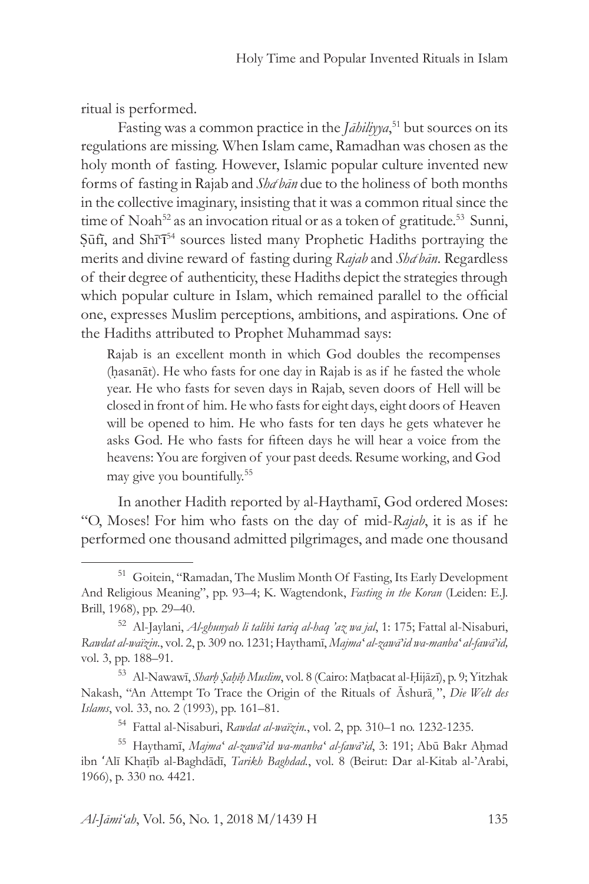ritual is performed.

Fasting was a common practice in the *Jāhiliyya*,[51] but sources on its regulations are missing. When Islam came, Ramadhan was chosen as the holy month of fasting. However, Islamic popular culture invented new forms of fasting in Rajab and *Shaʿbān* due to the holiness of both months in the collective imaginary, insisting that it was a common ritual since the time of Noah[52] as an invocation ritual or as a token of gratitude.[53] Sunni, Ṣūfī, and Shīʿī[54] sources listed many Prophetic Hadiths portraying the merits and divine reward of fasting during *Rajab* and *Shaʿbān*. Regardless of their degree of authenticity, these Hadiths depict the strategies through which popular culture in Islam, which remained parallel to the official one, expresses Muslim perceptions, ambitions, and aspirations. One of the Hadiths attributed to Prophet Muhammad says:

> Rajab is an excellent month in which God doubles the recompenses (ḥasanāt). He who fasts for one day in Rajab is as if he fasted the whole year. He who fasts for seven days in Rajab, seven doors of Hell will be closed in front of him. He who fasts for eight days, eight doors of Heaven will be opened to him. He who fasts for ten days he gets whatever he asks God. He who fasts for fifteen days he will hear a voice from the heavens: You are forgiven of your past deeds. Resume working, and God may give you bountifully.[55]

In another Hadith reported by al-Haythamī, God ordered Moses: "O, Moses! For him who fasts on the day of mid-*Rajab*, it is as if he performed one thousand admitted pilgrimages, and made one thousand

---

[51] Goitein, "Ramadan, The Muslim Month Of Fasting, Its Early Development And Religious Meaning", pp. 93–4; K. Wagtendonk, *Fasting in the Koran* (Leiden: E.J. Brill, 1968), pp. 29–40.

[52] Al-Jaylani, *Al-ghunyah li talibi tariq al-haq 'az wa jal*, 1: 175; Fattal al-Nisaburi, *Rawdat al-waïzin.*, vol. 2, p. 309 no. 1231; Haythamī, *Majmaʿ al-zawāʾid wa-manbaʿ al-fawāʾid,* vol. 3, pp. 188–91.

[53] Al-Nawawī, *Sharḥ Ṣaḥīḥ Muslim*, vol. 8 (Cairo: Maṭbacat al-Ḥijāzī), p. 9; Yitzhak Nakash, "An Attempt To Trace the Origin of the Rituals of Āshurā¸", *Die Welt des Islams*, vol. 33, no. 2 (1993), pp. 161–81.

[54] Fattal al-Nisaburi, *Rawdat al-waïzin.*, vol. 2, pp. 310–1 no. 1232-1235.

[55] Haythamī, *Majmaʿ al-zawāʾid wa-manbaʿ al-fawāʾid*, 3: 191; Abū Bakr Aḥmad ibn ʿAlī Khaṭīb al-Baghdādī, *Tarikh Baghdad.*, vol. 8 (Beirut: Dar al-Kitab al-'Arabi, 1966), p. 330 no. 4421.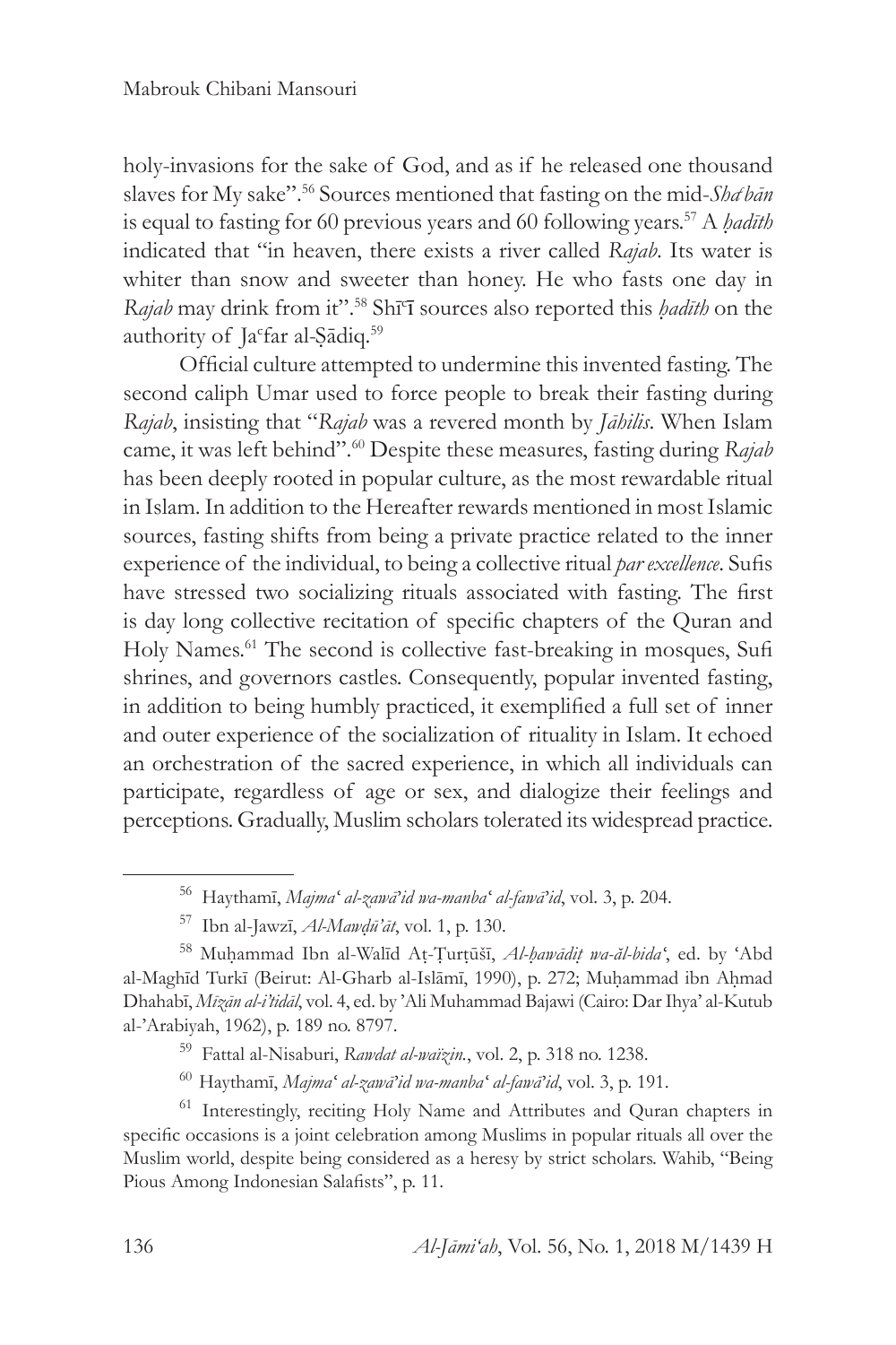holy-invasions for the sake of God, and as if he released one thousand slaves for My sake".[56] Sources mentioned that fasting on the mid-*Shaʿbān* is equal to fasting for 60 previous years and 60 following years.[57] A *ḥadīth* indicated that "in heaven, there exists a river called *Rajab*. Its water is whiter than snow and sweeter than honey. He who fasts one day in *Rajab* may drink from it".[58] Shīʿī sources also reported this *ḥadīth* on the authority of Jaʿfar al-Ṣādiq.[59]

Official culture attempted to undermine this invented fasting. The second caliph Umar used to force people to break their fasting during *Rajab*, insisting that "*Rajab* was a revered month by *Jāhilis*. When Islam came, it was left behind".[60] Despite these measures, fasting during *Rajab* has been deeply rooted in popular culture, as the most rewardable ritual in Islam. In addition to the Hereafter rewards mentioned in most Islamic sources, fasting shifts from being a private practice related to the inner experience of the individual, to being a collective ritual *par excellence*. Sufis have stressed two socializing rituals associated with fasting. The first is day long collective recitation of specific chapters of the Quran and Holy Names.[61] The second is collective fast-breaking in mosques, Sufi shrines, and governors castles. Consequently, popular invented fasting, in addition to being humbly practiced, it exemplified a full set of inner and outer experience of the socialization of rituality in Islam. It echoed an orchestration of the sacred experience, in which all individuals can participate, regardless of age or sex, and dialogize their feelings and perceptions. Gradually, Muslim scholars tolerated its widespread practice.

---

[56] Haythamī, *Majmaʿ al-zawā'id wa-manbaʿ al-fawā'id*, vol. 3, p. 204.

[57] Ibn al-Jawzī, *Al-Mawḍū'āt*, vol. 1, p. 130.

[58] Muḥammad Ibn al-Walīd Aṭ-Ṭurṭūšī, *Al-ḥawādiṭ wa-ăl-bidaʿ*, ed. by 'Abd al-Maghīd Turkī (Beirut: Al-Gharb al-Islāmī, 1990), p. 272; Muḥammad ibn Aḥmad Dhahabī, *Mīzān al-iʿtidāl*, vol. 4, ed. by 'Ali Muhammad Bajawi (Cairo: Dar Ihya' al-Kutub al-'Arabiyah, 1962), p. 189 no. 8797.

[59] Fattal al-Nisaburi, *Rawdat al-waʿizin.*, vol. 2, p. 318 no. 1238.

[60] Haythamī, *Majmaʿ al-zawā'id wa-manbaʿ al-fawā'id*, vol. 3, p. 191.

[61] Interestingly, reciting Holy Name and Attributes and Quran chapters in specific occasions is a joint celebration among Muslims in popular rituals all over the Muslim world, despite being considered as a heresy by strict scholars. Wahib, "Being Pious Among Indonesian Salafists", p. 11.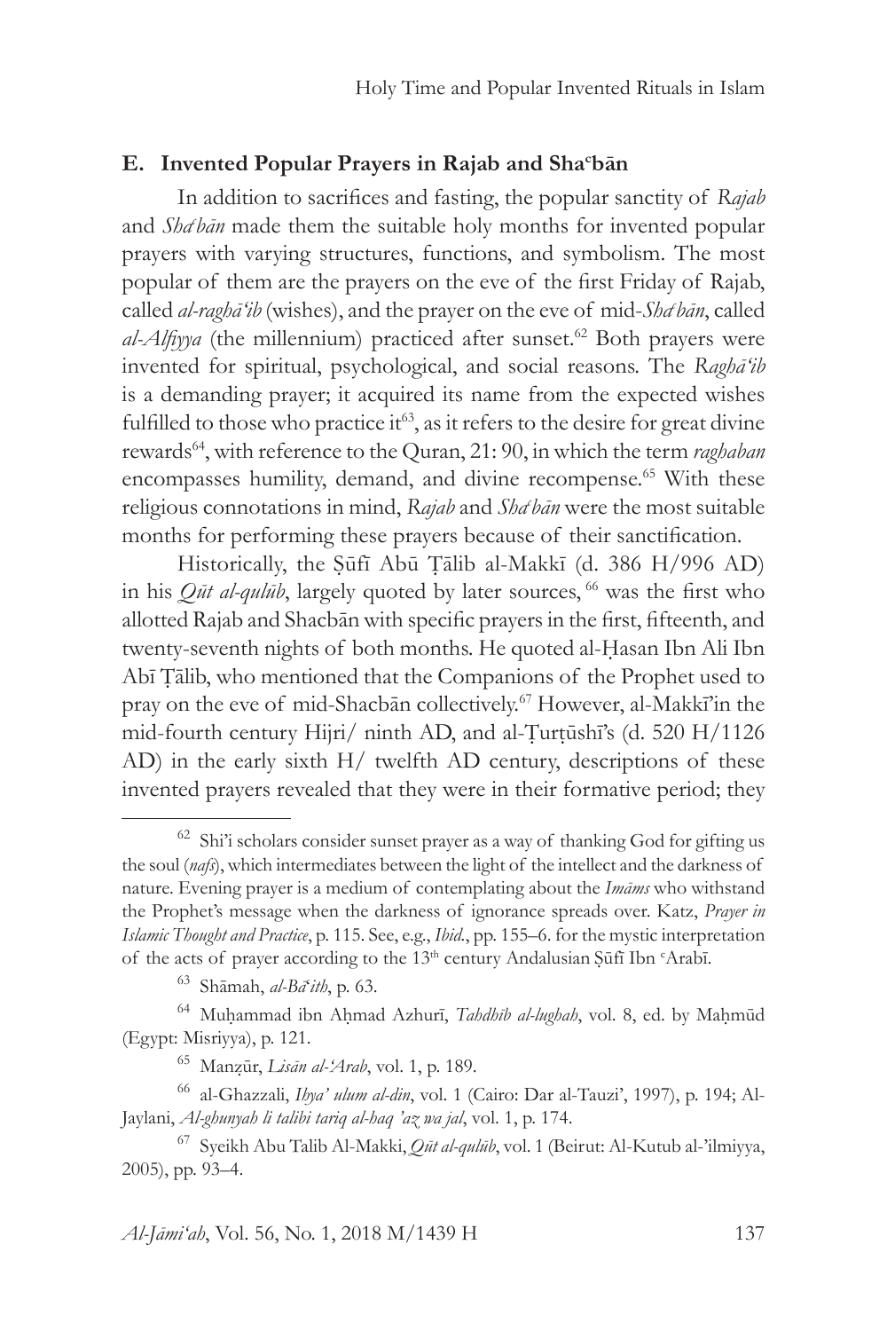### E. Invented Popular Prayers in Rajab and Shaᶜbān

In addition to sacrifices and fasting, the popular sanctity of *Rajab* and *Shaᶜbān* made them the suitable holy months for invented popular prayers with varying structures, functions, and symbolism. The most popular of them are the prayers on the eve of the first Friday of Rajab, called *al-raghā'ib* (wishes), and the prayer on the eve of mid-*Shaᶜbān*, called *al-Alfiyya* (the millennium) practiced after sunset.[62] Both prayers were invented for spiritual, psychological, and social reasons. The *Raghā'ib* is a demanding prayer; it acquired its name from the expected wishes fulfilled to those who practice it[63], as it refers to the desire for great divine rewards[64], with reference to the Quran, 21: 90, in which the term *raghaban* encompasses humility, demand, and divine recompense.[65] With these religious connotations in mind, *Rajab* and *Shaᶜbān* were the most suitable months for performing these prayers because of their sanctification.

Historically, the Ṣūfī Abū Ṭālib al-Makkī (d. 386 H/996 AD) in his *Qūt al-qulūb*, largely quoted by later sources, [66] was the first who allotted Rajab and Shacbān with specific prayers in the first, fifteenth, and twenty-seventh nights of both months. He quoted al-Ḥasan Ibn Ali Ibn Abī Ṭālib, who mentioned that the Companions of the Prophet used to pray on the eve of mid-Shacbān collectively.[67] However, al-Makkī'in the mid-fourth century Hijri/ ninth AD, and al-Ṭurṭūshī's (d. 520 H/1126 AD) in the early sixth H/ twelfth AD century, descriptions of these invented prayers revealed that they were in their formative period; they

---

[62] Shi'i scholars consider sunset prayer as a way of thanking God for gifting us the soul (*nafs*), which intermediates between the light of the intellect and the darkness of nature. Evening prayer is a medium of contemplating about the *Imāms* who withstand the Prophet's message when the darkness of ignorance spreads over. Katz, *Prayer in Islamic Thought and Practice*, p. 115. See, e.g., *Ibid.*, pp. 155–6. for the mystic interpretation of the acts of prayer according to the 13th century Andalusian Ṣūfī Ibn ᶜArabī.

[63] Shāmah, *al-Bāᶜith*, p. 63.

[64] Muḥammad ibn Aḥmad Azhurī, *Tahdhīb al-lughah*, vol. 8, ed. by Maḥmūd (Egypt: Misriyya), p. 121.

[65] Manẓūr, *Lisān al-'Arab*, vol. 1, p. 189.

[66] al-Ghazzali, *Ihya' ulum al-din*, vol. 1 (Cairo: Dar al-Tauzi', 1997), p. 194; Al-Jaylani, *Al-ghunyah li talibi tariq al-haq 'az wa jal*, vol. 1, p. 174.

[67] Syeikh Abu Talib Al-Makki, *Qūt al-qulūb*, vol. 1 (Beirut: Al-Kutub al-'ilmiyya, 2005), pp. 93–4.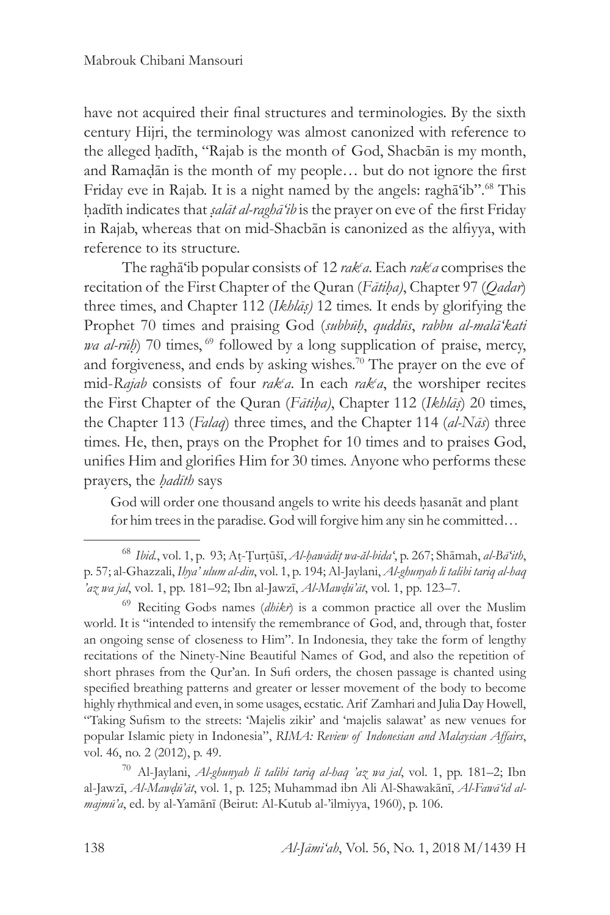have not acquired their final structures and terminologies. By the sixth century Hijri, the terminology was almost canonized with reference to the alleged ḥadīth, "Rajab is the month of God, Shacbān is my month, and Ramaḍān is the month of my people… but do not ignore the first Friday eve in Rajab. It is a night named by the angels: raghā'ib".[68] This ḥadīth indicates that *ṣalāt al-raghā'ib* is the prayer on eve of the first Friday in Rajab, whereas that on mid-Shacbān is canonized as the alfiyya, with reference to its structure.

The raghā'ib popular consists of 12 *rakᶜa*. Each *rakᶜa* comprises the recitation of the First Chapter of the Quran (*Fātiḥa)*, Chapter 97 (*Qadar*) three times, and Chapter 112 (*Ikhlāṣ)* 12 times. It ends by glorifying the Prophet 70 times and praising God (*subbūḥ*, *quddūs*, *rabbu al-malā'kati wa al-rūḥ*) 70 times, [69] followed by a long supplication of praise, mercy, and forgiveness, and ends by asking wishes.[70] The prayer on the eve of mid-*Rajab* consists of four *rakᶜa*. In each *rakᶜa*, the worshiper recites the First Chapter of the Quran (*Fātiḥa)*, Chapter 112 (*Ikhlāṣ*) 20 times, the Chapter 113 (*Falaq*) three times, and the Chapter 114 (*al-Nās*) three times. He, then, prays on the Prophet for 10 times and to praises God, unifies Him and glorifies Him for 30 times. Anyone who performs these prayers, the *ḥadīth* says

> God will order one thousand angels to write his deeds ḥasanāt and plant for him trees in the paradise. God will forgive him any sin he committed…

---

[68] *Ibid.*, vol. 1, p. 93; Aṭ-Ṭurṭūšī, *Al-ḥawādiṭ wa-ăl-bida'*, p. 267; Shāmah, *al-Bā'ith*, p. 57; al-Ghazzali, *Ihya' ulum al-din*, vol. 1, p. 194; Al-Jaylani, *Al-ghunyah li talibi tariq al-haq 'az wa jal*, vol. 1, pp. 181–92; Ibn al-Jawzī, *Al-Mawḍū'āt*, vol. 1, pp. 123–7.

[69] Reciting God›s names (*dhikr*) is a common practice all over the Muslim world. It is "intended to intensify the remembrance of God, and, through that, foster an ongoing sense of closeness to Him". In Indonesia, they take the form of lengthy recitations of the Ninety-Nine Beautiful Names of God, and also the repetition of short phrases from the Qur'an. In Sufi orders, the chosen passage is chanted using specified breathing patterns and greater or lesser movement of the body to become highly rhythmical and even, in some usages, ecstatic. Arif Zamhari and Julia Day Howell, "Taking Sufism to the streets: 'Majelis zikir' and 'majelis salawat' as new venues for popular Islamic piety in Indonesia", *RIMA: Review of Indonesian and Malaysian Affairs*, vol. 46, no. 2 (2012), p. 49.

[70] Al-Jaylani, *Al-ghunyah li talibi tariq al-haq 'az wa jal*, vol. 1, pp. 181–2; Ibn al-Jawzī, *Al-Mawḍū'āt*, vol. 1, p. 125; Muhammad ibn Ali Al-Shawakānī, *Al-Fawā'id al-majmū'a*, ed. by al-Yamānī (Beirut: Al-Kutub al-'ilmiyya, 1960), p. 106.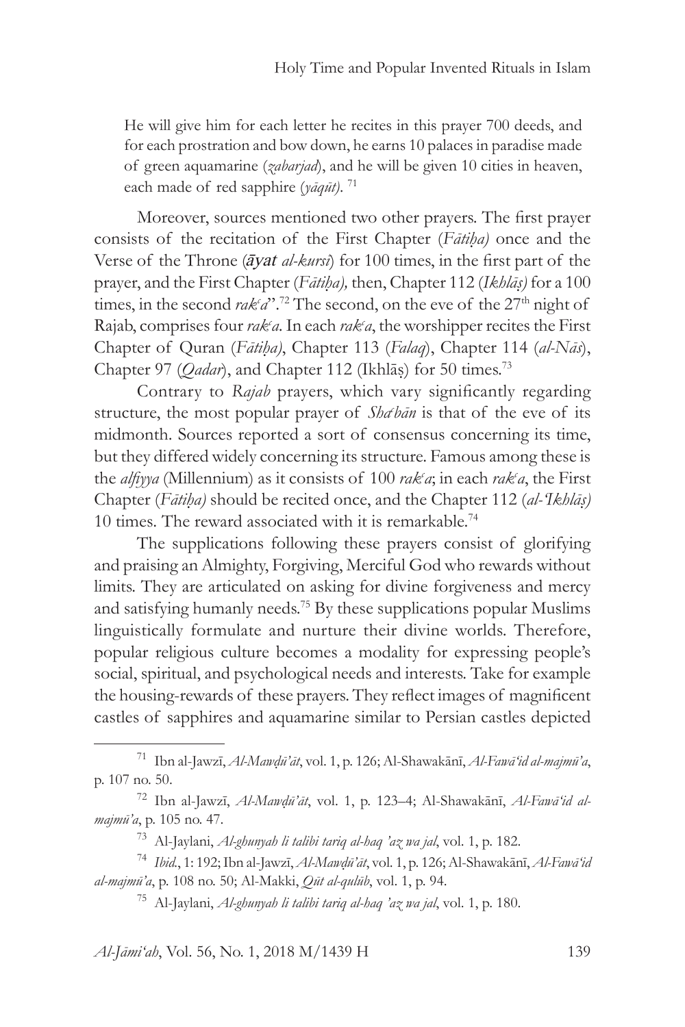He will give him for each letter he recites in this prayer 700 deeds, and for each prostration and bow down, he earns 10 palaces in paradise made of green aquamarine (*zabarjad*), and he will be given 10 cities in heaven, each made of red sapphire (*yāqūt*). [71]

Moreover, sources mentioned two other prayers. The first prayer consists of the recitation of the First Chapter (*Fātiḥa)* once and the Verse of the Throne (*āyat al-kursī*) for 100 times, in the first part of the prayer, and the First Chapter (*Fātiḥa),* then, Chapter 112 (*Ikhlāṣ)* for a 100 times, in the second *rakʿa*".[72] The second, on the eve of the 27th night of Rajab, comprises four *rakʿa*. In each *rakʿa*, the worshipper recites the First Chapter of Quran (*Fātiḥa)*, Chapter 113 (*Falaq*), Chapter 114 (*al-Nās*), Chapter 97 (*Qadar*), and Chapter 112 (Ikhlāṣ) for 50 times.[73]

Contrary to *Rajab* prayers, which vary significantly regarding structure, the most popular prayer of *Shaʿbān* is that of the eve of its midmonth. Sources reported a sort of consensus concerning its time, but they differed widely concerning its structure. Famous among these is the *alfiyya* (Millennium) as it consists of 100 *rakʿa*; in each *rakʿa*, the First Chapter (*Fātiḥa)* should be recited once, and the Chapter 112 (*al-'Ikhlāṣ)* 10 times. The reward associated with it is remarkable.[74]

The supplications following these prayers consist of glorifying and praising an Almighty, Forgiving, Merciful God who rewards without limits. They are articulated on asking for divine forgiveness and mercy and satisfying humanly needs.[75] By these supplications popular Muslims linguistically formulate and nurture their divine worlds. Therefore, popular religious culture becomes a modality for expressing people's social, spiritual, and psychological needs and interests. Take for example the housing-rewards of these prayers. They reflect images of magnificent castles of sapphires and aquamarine similar to Persian castles depicted

---

[71] Ibn al-Jawzī, *Al-Mawḍū'āt*, vol. 1, p. 126; Al-Shawakānī, *Al-Fawā'id al-majmū'a*, p. 107 no. 50.

[72] Ibn al-Jawzī, *Al-Mawḍū'āt*, vol. 1, p. 123–4; Al-Shawakānī, *Al-Fawā'id al-majmū'a*, p. 105 no. 47.

[73] Al-Jaylani, *Al-ghunyah li talibi tariq al-haq 'az wa jal*, vol. 1, p. 182.

[74] *Ibid.*, 1: 192; Ibn al-Jawzī, *Al-Mawḍū'āt*, vol. 1, p. 126; Al-Shawakānī, *Al-Fawā'id al-majmū'a*, p. 108 no. 50; Al-Makki, *Qūt al-qulūb*, vol. 1, p. 94.

[75] Al-Jaylani, *Al-ghunyah li talibi tariq al-haq 'az wa jal*, vol. 1, p. 180.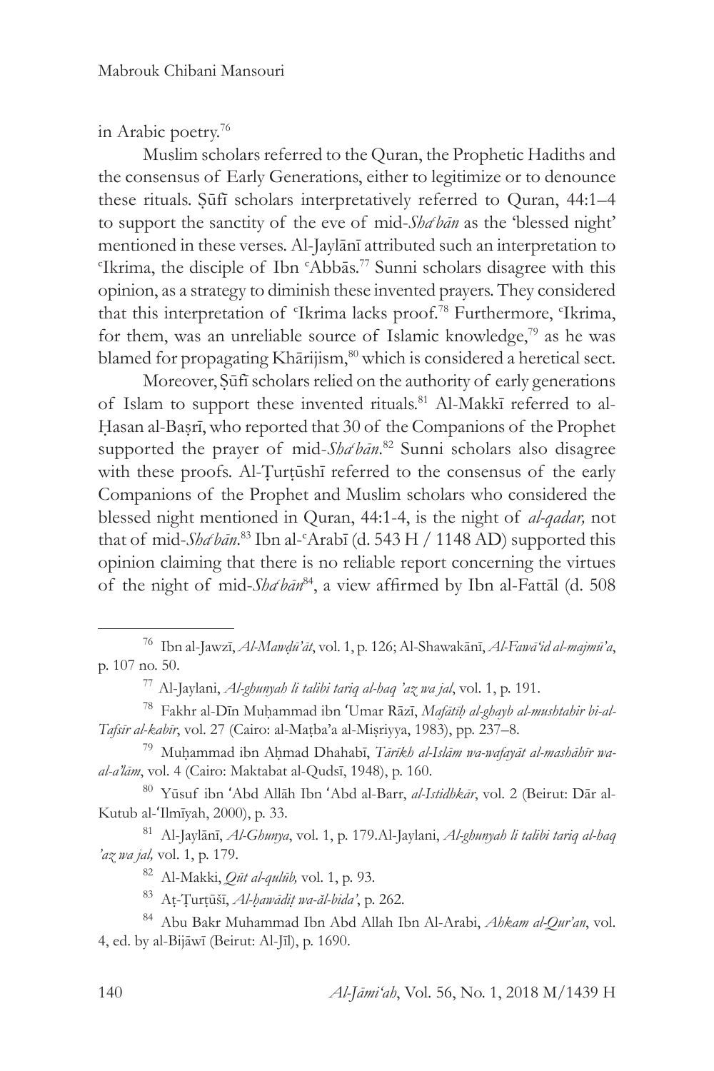in Arabic poetry.[76]

Muslim scholars referred to the Quran, the Prophetic Hadiths and the consensus of Early Generations, either to legitimize or to denounce these rituals. Ṣūfī scholars interpretatively referred to Quran, 44:1–4 to support the sanctity of the eve of mid-*Shaʿbān* as the 'blessed night' mentioned in these verses. Al-Jaylānī attributed such an interpretation to ʿIkrima, the disciple of Ibn ʿAbbās.[77] Sunni scholars disagree with this opinion, as a strategy to diminish these invented prayers. They considered that this interpretation of ʿIkrima lacks proof.[78] Furthermore, ʿIkrima, for them, was an unreliable source of Islamic knowledge,[79] as he was blamed for propagating Khārijism,[80] which is considered a heretical sect.

Moreover, Ṣūfī scholars relied on the authority of early generations of Islam to support these invented rituals.[81] Al-Makkī referred to al-Ḥasan al-Baṣrī, who reported that 30 of the Companions of the Prophet supported the prayer of mid-*Shaʿbān*.[82] Sunni scholars also disagree with these proofs. Al-Ṭurṭūshī referred to the consensus of the early Companions of the Prophet and Muslim scholars who considered the blessed night mentioned in Quran, 44:1-4, is the night of *al-qadar,* not that of mid-*Shaʿbān*.[83] Ibn al-ʿArabī (d. 543 H / 1148 AD) supported this opinion claiming that there is no reliable report concerning the virtues of the night of mid-*Shaʿbān*[84], a view affirmed by Ibn al-Fattāl (d. 508

---

[76] Ibn al-Jawzī, *Al-Mawḍū'āt*, vol. 1, p. 126; Al-Shawakānī, *Al-Fawā'id al-majmū'a*, p. 107 no. 50.

[77] Al-Jaylani, *Al-ghunyah li talibi tariq al-haq 'az wa jal*, vol. 1, p. 191.

[78] Fakhr al-Dīn Muḥammad ibn ʻUmar Rāzī, *Mafātīḥ al-ghayb al-mushtahir bi-al-Tafsīr al-kabīr*, vol. 27 (Cairo: al-Maṭba'a al-Miṣriyya, 1983), pp. 237–8.

[79] Muḥammad ibn Aḥmad Dhahabī, *Tārīkh al-Islām wa-wafayāt al-mashāhīr wa-al-a'lām*, vol. 4 (Cairo: Maktabat al-Qudsī, 1948), p. 160.

[80] Yūsuf ibn ʻAbd Allāh Ibn ʻAbd al-Barr, *al-Istidhkār*, vol. 2 (Beirut: Dār al-Kutub al-ʻIlmīyah, 2000), p. 33.

[81] Al-Jaylānī, *Al-Ghunya*, vol. 1, p. 179.Al-Jaylani, *Al-ghunyah li talibi tariq al-haq 'az wa jal,* vol. 1, p. 179.

[82] Al-Makki, *Qūt al-qulūb,* vol. 1, p. 93.

[83] Aṭ-Ṭurṭūšī, *Al-ḥawādiṭ wa-ăl-bida',* p. 262.

[84] Abu Bakr Muhammad Ibn Abd Allah Ibn Al-Arabi, *Ahkam al-Qur'an*, vol. 4, ed. by al-Bijāwī (Beirut: Al-Jīl), p. 1690.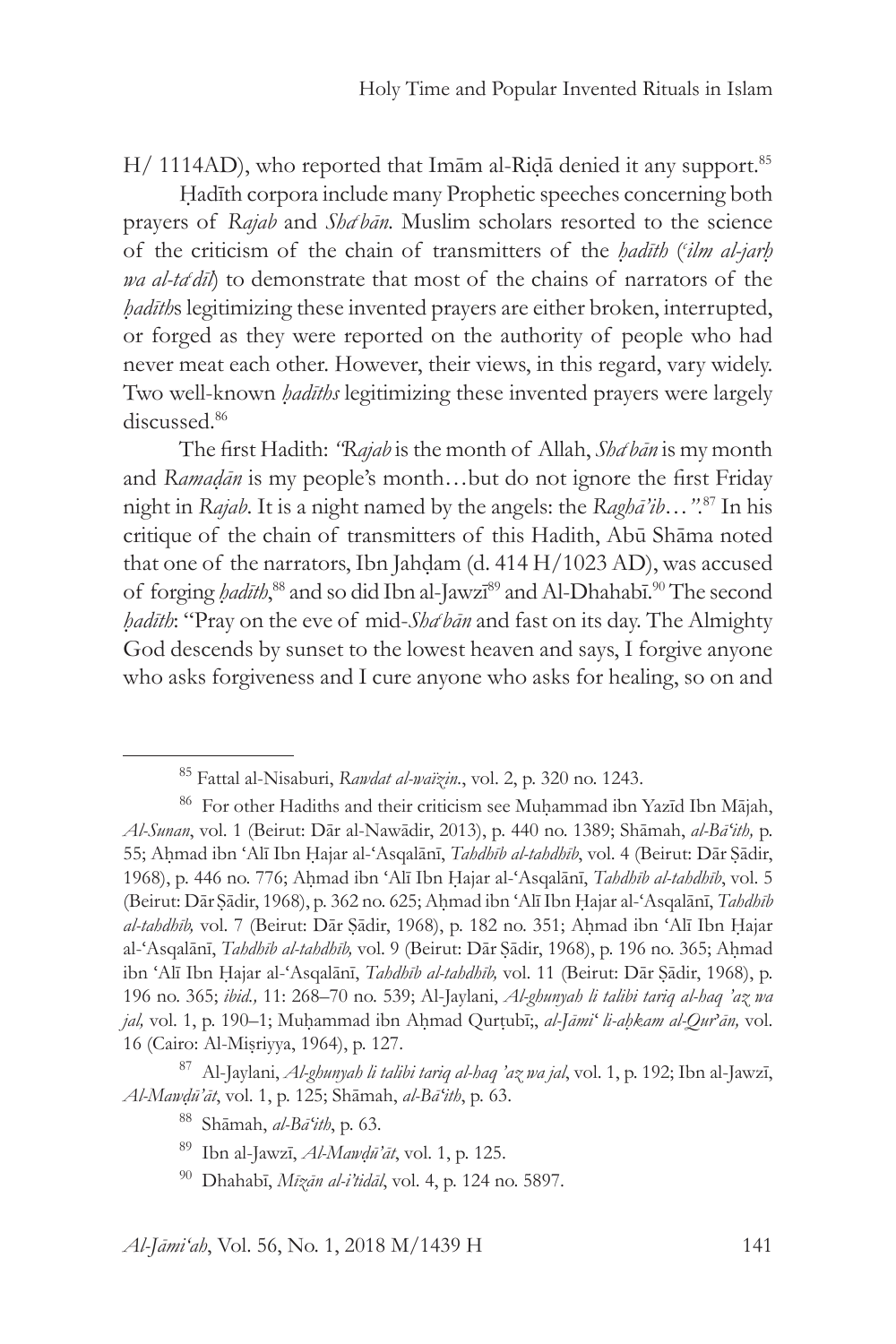H/ 1114AD), who reported that Imām al-Riḍā denied it any support.[85]

Ḥadīth corpora include many Prophetic speeches concerning both prayers of *Rajab* and *Sha'bān*. Muslim scholars resorted to the science of the criticism of the chain of transmitters of the *ḥadīth* (*'ilm al-jarḥ wa al-ta'dīl*) to demonstrate that most of the chains of narrators of the *ḥadīth*s legitimizing these invented prayers are either broken, interrupted, or forged as they were reported on the authority of people who had never meat each other. However, their views, in this regard, vary widely. Two well-known *ḥadīths* legitimizing these invented prayers were largely discussed.[86]

The first Hadith: *"Rajab* is the month of Allah, *Sha'bān* is my month and *Ramaḍān* is my people's month…but do not ignore the first Friday night in *Rajab*. It is a night named by the angels: the *Raghā'ib…"*.[87] In his critique of the chain of transmitters of this Hadith, Abū Shāma noted that one of the narrators, Ibn Jahḍam (d. 414 H/1023 AD), was accused of forging *ḥadīth*,[88] and so did Ibn al-Jawzī[89] and Al-Dhahabī.[90] The second *ḥadīth*: "Pray on the eve of mid-*Sha'bān* and fast on its day. The Almighty God descends by sunset to the lowest heaven and says, I forgive anyone who asks forgiveness and I cure anyone who asks for healing, so on and

---

[85] Fattal al-Nisaburi, *Rawdat al-waïzin.*, vol. 2, p. 320 no. 1243.

[86] For other Hadiths and their criticism see Muḥammad ibn Yazīd Ibn Mājah, *Al-Sunan*, vol. 1 (Beirut: Dār al-Nawādir, 2013), p. 440 no. 1389; Shāmah, *al-Bā'ith,* p. 55; Aḥmad ibn 'Alī Ibn Ḥajar al-'Asqalānī, *Tahdhīb al-tahdhīb*, vol. 4 (Beirut: Dār Ṣādir, 1968), p. 446 no. 776; Aḥmad ibn 'Alī Ibn Ḥajar al-'Asqalānī, *Tahdhīb al-tahdhīb*, vol. 5 (Beirut: Dār Ṣādir, 1968), p. 362 no. 625; Aḥmad ibn 'Alī Ibn Ḥajar al-'Asqalānī, *Tahdhīb al-tahdhīb,* vol. 7 (Beirut: Dār Ṣādir, 1968), p. 182 no. 351; Aḥmad ibn 'Alī Ibn Ḥajar al-'Asqalānī, *Tahdhīb al-tahdhīb,* vol. 9 (Beirut: Dār Ṣādir, 1968), p. 196 no. 365; Aḥmad ibn 'Alī Ibn Ḥajar al-'Asqalānī, *Tahdhīb al-tahdhīb,* vol. 11 (Beirut: Dār Ṣādir, 1968), p. 196 no. 365; *ibid.,* 11: 268–70 no. 539; Al-Jaylani, *Al-ghunyah li talibi tariq al-haq 'az wa jal,* vol. 1, p. 190–1; Muḥammad ibn Aḥmad Qurṭubī;, *al-Jāmi' li-aḥkam al-Qur'ān,* vol. 16 (Cairo: Al-Miṣriyya, 1964), p. 127.

[87] Al-Jaylani, *Al-ghunyah li talibi tariq al-haq 'az wa jal*, vol. 1, p. 192; Ibn al-Jawzī, *Al-Mawḍū'āt*, vol. 1, p. 125; Shāmah, *al-Bā'ith*, p. 63.

[88] Shāmah, *al-Bā'ith*, p. 63.

[89] Ibn al-Jawzī, *Al-Mawḍū'āt*, vol. 1, p. 125.

[90] Dhahabī, *Mīzān al-i'tidāl*, vol. 4, p. 124 no. 5897.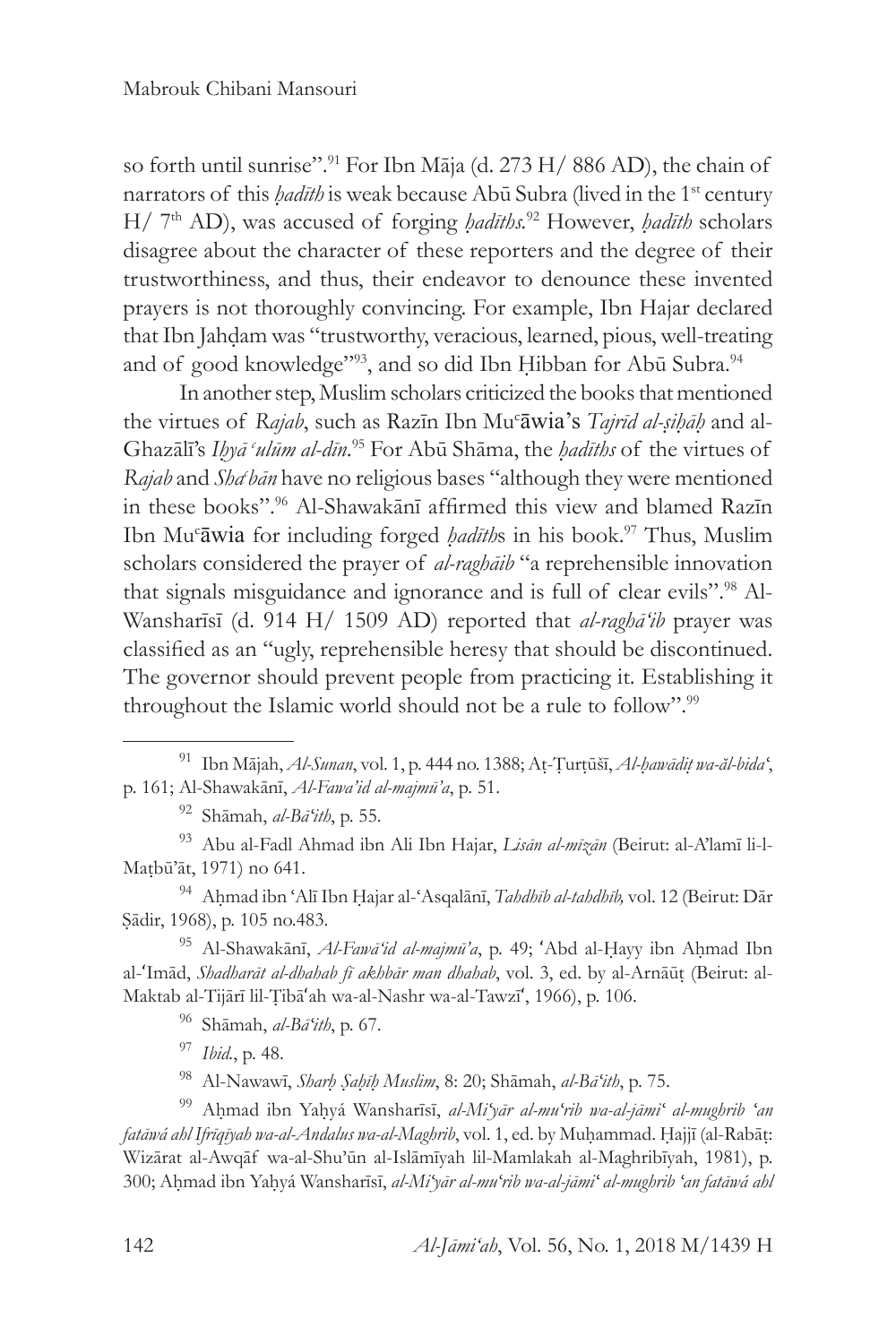so forth until sunrise".[91] For Ibn Māja (d. 273 H/ 886 AD), the chain of narrators of this *ḥadīth* is weak because Abū Subra (lived in the 1st century H/ 7th AD), was accused of forging *ḥadīths*.[92] However, *ḥadīth* scholars disagree about the character of these reporters and the degree of their trustworthiness, and thus, their endeavor to denounce these invented prayers is not thoroughly convincing. For example, Ibn Hajar declared that Ibn Jahḍam was "trustworthy, veracious, learned, pious, well-treating and of good knowledge"[93], and so did Ibn Ḥibban for Abū Subra.[94]

In another step, Muslim scholars criticized the books that mentioned the virtues of *Rajab*, such as Razīn Ibn Muᶜāwia's *Tajrīd al-ṣiḥāḥ* and al-Ghazālī's *Iḥyā ᶜulūm al-dīn*.[95] For Abū Shāma, the *ḥadīths* of the virtues of *Rajab* and *Shaᶜbān* have no religious bases "although they were mentioned in these books".[96] Al-Shawakānī affirmed this view and blamed Razīn Ibn Muᶜāwia for including forged *ḥadīth*s in his book.[97] Thus, Muslim scholars considered the prayer of *al-raghāib* "a reprehensible innovation that signals misguidance and ignorance and is full of clear evils".[98] Al-Wansharīsī (d. 914 H/ 1509 AD) reported that *al-raghā'ib* prayer was classified as an "ugly, reprehensible heresy that should be discontinued. The governor should prevent people from practicing it. Establishing it throughout the Islamic world should not be a rule to follow".[99]

---

[91] Ibn Mājah, *Al-Sunan*, vol. 1, p. 444 no. 1388; Aṭ-Ṭurṭūšī, *Al-ḥawādiṯ wa-ăl-bida'*, p. 161; Al-Shawakānī, *Al-Fawa'id al-majmū'a*, p. 51.

[92] Shāmah, *al-Bā'ith*, p. 55.

[93] Abu al-Fadl Ahmad ibn Ali Ibn Hajar, *Lisān al-mīzān* (Beirut: al-A'lamī li-l-Maṭbū'āt, 1971) no 641.

[94] Aḥmad ibn 'Alī Ibn Ḥajar al-'Asqalānī, *Tahdhīb al-tahdhīb,* vol. 12 (Beirut: Dār Ṣādir, 1968), p. 105 no.483.

[95] Al-Shawakānī, *Al-Fawā'id al-majmū'a*, p. 49; 'Abd al-Ḥayy ibn Aḥmad Ibn al-'Imād, *Shadharāt al-dhahab fī akhbār man dhahab*, vol. 3, ed. by al-Arnāūṭ (Beirut: al-Maktab al-Tijārī lil-Ṭibā'ah wa-al-Nashr wa-al-Tawzī', 1966), p. 106.

[96] Shāmah, *al-Bā'ith*, p. 67.

[97] *Ibid.*, p. 48.

[98] Al-Nawawī, *Sharḥ Ṣaḥīḥ Muslim*, 8: 20; Shāmah, *al-Bā'ith*, p. 75.

[99] Aḥmad ibn Yaḥyá Wansharīsī, *al-Mi'yār al-mu'rib wa-al-jāmi' al-mughrib 'an fatāwá ahl Ifrīqīyah wa-al-Andalus wa-al-Maghrib*, vol. 1, ed. by Muḥammad. Ḥajjī (al-Rabāṭ: Wizārat al-Awqāf wa-al-Shu'ūn al-Islāmīyah lil-Mamlakah al-Maghribīyah, 1981), p. 300; Aḥmad ibn Yaḥyá Wansharīsī, *al-Mi'yār al-mu'rib wa-al-jāmi' al-mughrib 'an fatāwá ahl*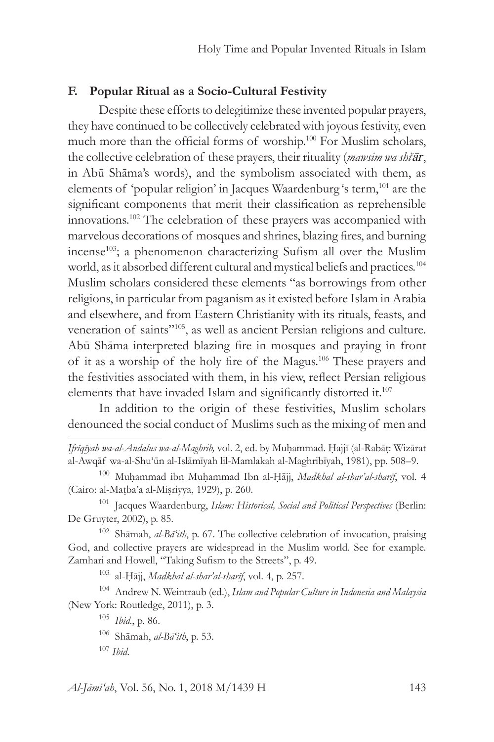### F. Popular Ritual as a Socio-Cultural Festivity

Despite these efforts to delegitimize these invented popular prayers, they have continued to be collectively celebrated with joyous festivity, even much more than the official forms of worship.[100] For Muslim scholars, the collective celebration of these prayers, their rituality (*mawsim wa shi'ār*, in Abū Shāma's words), and the symbolism associated with them, as elements of 'popular religion' in Jacques Waardenburg 's term,[101] are the significant components that merit their classification as reprehensible innovations.[102] The celebration of these prayers was accompanied with marvelous decorations of mosques and shrines, blazing fires, and burning incense[103]; a phenomenon characterizing Sufism all over the Muslim world, as it absorbed different cultural and mystical beliefs and practices.[104] Muslim scholars considered these elements "as borrowings from other religions, in particular from paganism as it existed before Islam in Arabia and elsewhere, and from Eastern Christianity with its rituals, feasts, and veneration of saints"[105], as well as ancient Persian religions and culture. Abū Shāma interpreted blazing fire in mosques and praying in front of it as a worship of the holy fire of the Magus.[106] These prayers and the festivities associated with them, in his view, reflect Persian religious elements that have invaded Islam and significantly distorted it.[107]

In addition to the origin of these festivities, Muslim scholars denounced the social conduct of Muslims such as the mixing of men and

---

*Ifrīqīyah wa-al-Andalus wa-al-Maghrib,* vol. 2, ed. by Muḥammad. Ḥajjī (al-Rabāṭ: Wizārat al-Awqāf wa-al-Shu'ūn al-Islāmīyah lil-Mamlakah al-Maghribīyah, 1981), pp. 508–9.

[100] Muḥammad ibn Muḥammad Ibn al-Ḥājj, *Madkhal al-shar'al-sharīf*, vol. 4 (Cairo: al-Maṭba'a al-Miṣriyya, 1929), p. 260.

[101] Jacques Waardenburg, *Islam: Historical, Social and Political Perspectives* (Berlin: De Gruyter, 2002), p. 85.

[102] Shāmah, *al-Bā'ith*, p. 67. The collective celebration of invocation, praising God, and collective prayers are widespread in the Muslim world. See for example. Zamhari and Howell, "Taking Sufism to the Streets", p. 49.

[103] al-Ḥājj, *Madkhal al-shar'al-sharīf*, vol. 4, p. 257.

[104] Andrew N. Weintraub (ed.), *Islam and Popular Culture in Indonesia and Malaysia* (New York: Routledge, 2011), p. 3.

[105] *Ibid.*, p. 86.

[106] Shāmah, *al-Bā'ith*, p. 53.

[107] *Ibid.*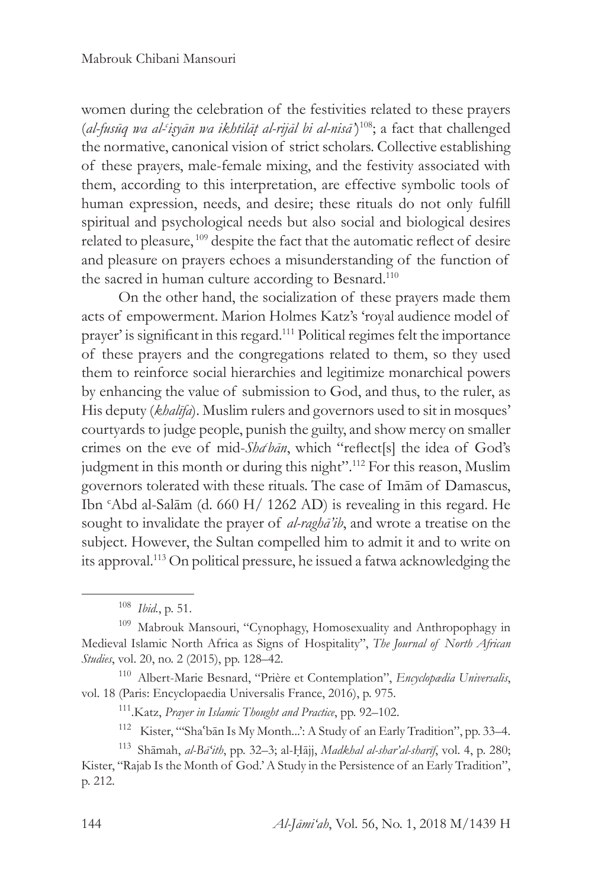women during the celebration of the festivities related to these prayers (*al-fusūq wa al-ᶜiṣyān wa ikhtilāṭ al-rijāl bi al-nisā'*)[108]; a fact that challenged the normative, canonical vision of strict scholars. Collective establishing of these prayers, male-female mixing, and the festivity associated with them, according to this interpretation, are effective symbolic tools of human expression, needs, and desire; these rituals do not only fulfill spiritual and psychological needs but also social and biological desires related to pleasure,[109] despite the fact that the automatic reflect of desire and pleasure on prayers echoes a misunderstanding of the function of the sacred in human culture according to Besnard.[110]

On the other hand, the socialization of these prayers made them acts of empowerment. Marion Holmes Katz's 'royal audience model of prayer' is significant in this regard.[111] Political regimes felt the importance of these prayers and the congregations related to them, so they used them to reinforce social hierarchies and legitimize monarchical powers by enhancing the value of submission to God, and thus, to the ruler, as His deputy (*khalīfa*). Muslim rulers and governors used to sit in mosques' courtyards to judge people, punish the guilty, and show mercy on smaller crimes on the eve of mid-*Shaᶜbān*, which "reflect[s] the idea of God's judgment in this month or during this night".[112] For this reason, Muslim governors tolerated with these rituals. The case of Imām of Damascus, Ibn ᶜAbd al-Salām (d. 660 H/ 1262 AD) is revealing in this regard. He sought to invalidate the prayer of *al-raghā'ib*, and wrote a treatise on the subject. However, the Sultan compelled him to admit it and to write on its approval.[113] On political pressure, he issued a fatwa acknowledging the

---

[108] *Ibid.*, p. 51.

[109] Mabrouk Mansouri, "Cynophagy, Homosexuality and Anthropophagy in Medieval Islamic North Africa as Signs of Hospitality", *The Journal of North African Studies*, vol. 20, no. 2 (2015), pp. 128–42.

[110] Albert-Marie Besnard, "Prière et Contemplation", *Encyclopædia Universalis*, vol. 18 (Paris: Encyclopaedia Universalis France, 2016), p. 975.

[111] Katz, *Prayer in Islamic Thought and Practice*, pp. 92–102.

[112] Kister, "'Shaʿbān Is My Month...': A Study of an Early Tradition", pp. 33–4.

[113] Shāmah, *al-Bā'ith*, pp. 32–3; al-Ḥājj, *Madkhal al-shar'al-sharīf*, vol. 4, p. 280; Kister, "Rajab Is the Month of God.' A Study in the Persistence of an Early Tradition", p. 212.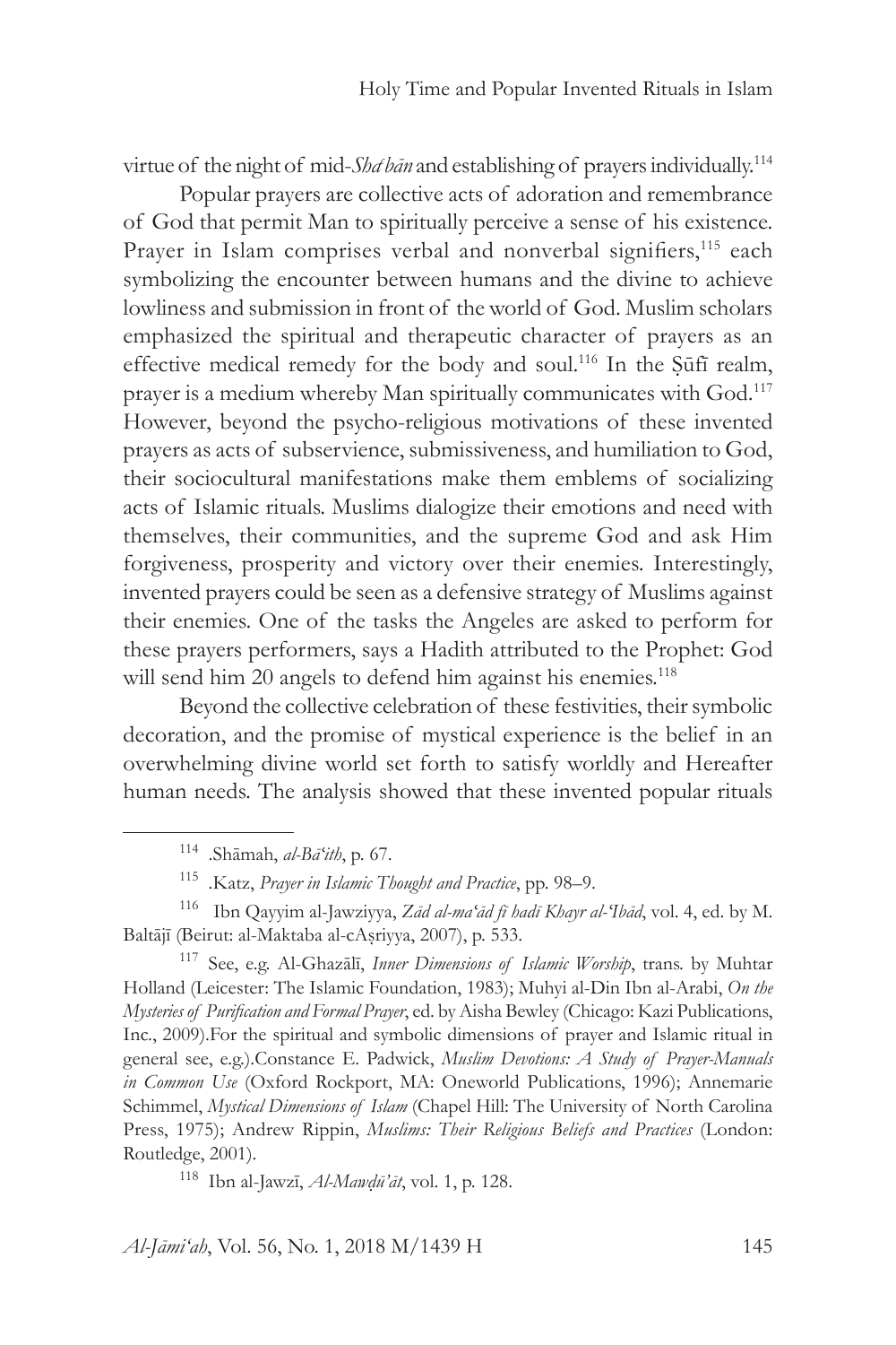virtue of the night of mid-*Sha'bān* and establishing of prayers individually.[114]

Popular prayers are collective acts of adoration and remembrance of God that permit Man to spiritually perceive a sense of his existence. Prayer in Islam comprises verbal and nonverbal signifiers,[115] each symbolizing the encounter between humans and the divine to achieve lowliness and submission in front of the world of God. Muslim scholars emphasized the spiritual and therapeutic character of prayers as an effective medical remedy for the body and soul.[116] In the Ṣūfī realm, prayer is a medium whereby Man spiritually communicates with God.[117] However, beyond the psycho-religious motivations of these invented prayers as acts of subservience, submissiveness, and humiliation to God, their sociocultural manifestations make them emblems of socializing acts of Islamic rituals. Muslims dialogize their emotions and need with themselves, their communities, and the supreme God and ask Him forgiveness, prosperity and victory over their enemies. Interestingly, invented prayers could be seen as a defensive strategy of Muslims against their enemies. One of the tasks the Angeles are asked to perform for these prayers performers, says a Hadith attributed to the Prophet: God will send him 20 angels to defend him against his enemies.[118]

Beyond the collective celebration of these festivities, their symbolic decoration, and the promise of mystical experience is the belief in an overwhelming divine world set forth to satisfy worldly and Hereafter human needs. The analysis showed that these invented popular rituals

---

[114] .Shāmah, *al-Bā'ith*, p. 67.

[115] .Katz, *Prayer in Islamic Thought and Practice*, pp. 98–9.

[116] Ibn Qayyim al-Jawziyya, *Zād al-ma'ād fī hadī Khayr al-'Ibād*, vol. 4, ed. by M. Baltājī (Beirut: al-Maktaba al-cAṣriyya, 2007), p. 533.

[117] See, e.g. Al-Ghazālī, *Inner Dimensions of Islamic Worship*, trans. by Muhtar Holland (Leicester: The Islamic Foundation, 1983); Muhyi al-Din Ibn al-Arabi, *On the Mysteries of Purification and Formal Prayer*, ed. by Aisha Bewley (Chicago: Kazi Publications, Inc., 2009).For the spiritual and symbolic dimensions of prayer and Islamic ritual in general see, e.g.).Constance E. Padwick, *Muslim Devotions: A Study of Prayer-Manuals in Common Use* (Oxford Rockport, MA: Oneworld Publications, 1996); Annemarie Schimmel, *Mystical Dimensions of Islam* (Chapel Hill: The University of North Carolina Press, 1975); Andrew Rippin, *Muslims: Their Religious Beliefs and Practices* (London: Routledge, 2001).

[118] Ibn al-Jawzī, *Al-Mawḍū'āt*, vol. 1, p. 128.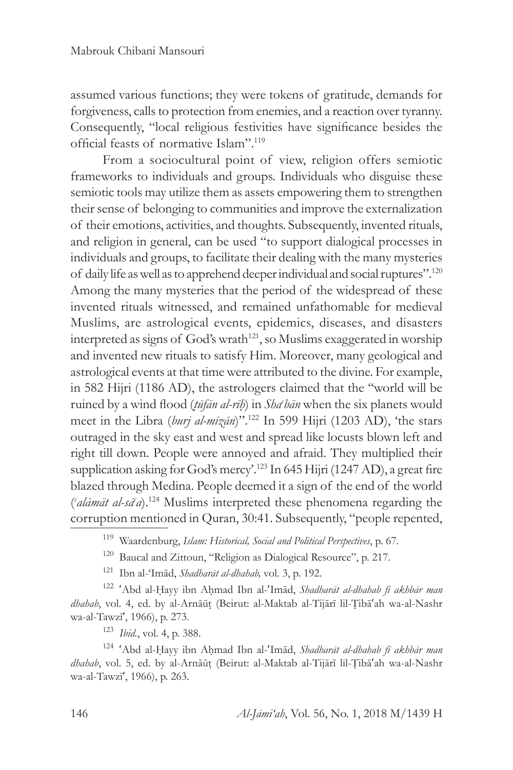assumed various functions; they were tokens of gratitude, demands for forgiveness, calls to protection from enemies, and a reaction over tyranny. Consequently, "local religious festivities have significance besides the official feasts of normative Islam".[119]

From a sociocultural point of view, religion offers semiotic frameworks to individuals and groups. Individuals who disguise these semiotic tools may utilize them as assets empowering them to strengthen their sense of belonging to communities and improve the externalization of their emotions, activities, and thoughts. Subsequently, invented rituals, and religion in general, can be used "to support dialogical processes in individuals and groups, to facilitate their dealing with the many mysteries of daily life as well as to apprehend deeper individual and social ruptures".[120] Among the many mysteries that the period of the widespread of these invented rituals witnessed, and remained unfathomable for medieval Muslims, are astrological events, epidemics, diseases, and disasters interpreted as signs of God's wrath[121], so Muslims exaggerated in worship and invented new rituals to satisfy Him. Moreover, many geological and astrological events at that time were attributed to the divine. For example, in 582 Hijri (1186 AD), the astrologers claimed that the "world will be ruined by a wind flood (*ṭūfān al-rīḥ*) in *Shaʿbān* when the six planets would meet in the Libra (*burj al-mīzān*)".[122] In 599 Hijri (1203 AD), 'the stars outraged in the sky east and west and spread like locusts blown left and right till down. People were annoyed and afraid. They multiplied their supplication asking for God's mercy'.[123] In 645 Hijri (1247 AD), a great fire blazed through Medina. People deemed it a sign of the end of the world (*ʿalāmāt al-sāʿa*).[124] Muslims interpreted these phenomena regarding the corruption mentioned in Quran, 30:41. Subsequently, "people repented,

---

[119] Waardenburg, *Islam: Historical, Social and Political Perspectives*, p. 67.

[120] Baucal and Zittoun, "Religion as Dialogical Resource", p. 217.

[121] Ibn al-ʻImād, *Shadharāt al-dhahab,* vol. 3, p. 192.

[122] ʻAbd al-Ḥayy ibn Aḥmad Ibn al-ʻImād, *Shadharāt al-dhahab fī akhbār man dhahab*, vol. 4, ed. by al-Arnāūṭ (Beirut: al-Maktab al-Tijārī lil-Ṭibāʻah wa-al-Nashr wa-al-Tawzīʻ, 1966), p. 273.

[123] *Ibid.*, vol. 4, p. 388.

[124] ʻAbd al-Ḥayy ibn Aḥmad Ibn al-ʻImād, *Shadharāt al-dhahab fī akhbār man dhahab*, vol. 5, ed. by al-Arnāūṭ (Beirut: al-Maktab al-Tijārī lil-Ṭibāʻah wa-al-Nashr wa-al-Tawzīʻ, 1966), p. 263.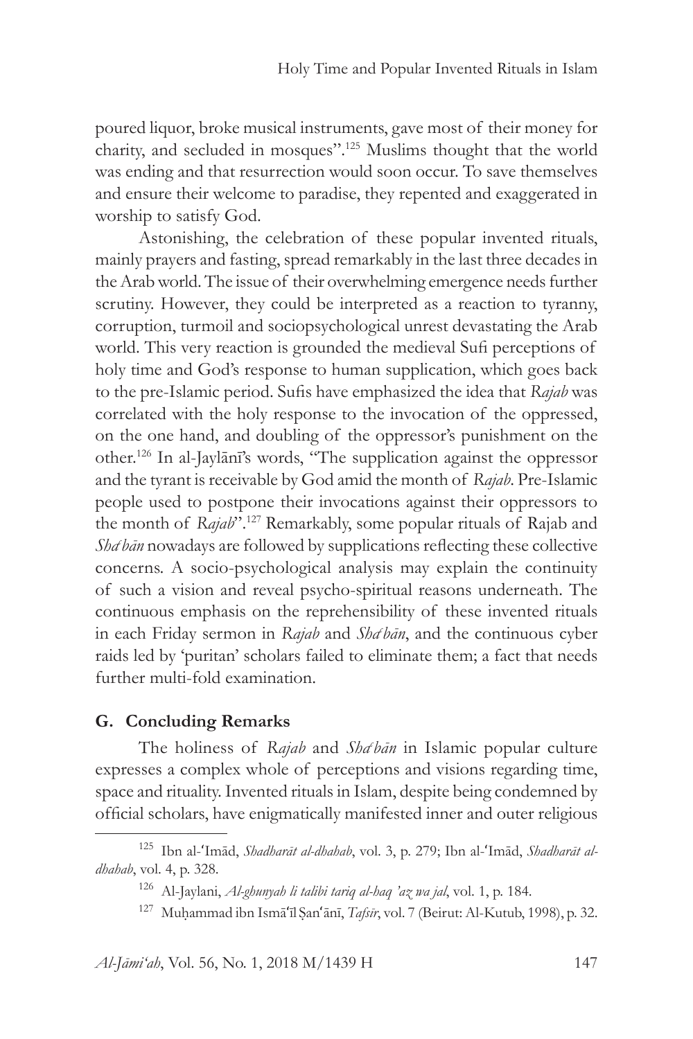poured liquor, broke musical instruments, gave most of their money for charity, and secluded in mosques".[125] Muslims thought that the world was ending and that resurrection would soon occur. To save themselves and ensure their welcome to paradise, they repented and exaggerated in worship to satisfy God.

Astonishing, the celebration of these popular invented rituals, mainly prayers and fasting, spread remarkably in the last three decades in the Arab world. The issue of their overwhelming emergence needs further scrutiny. However, they could be interpreted as a reaction to tyranny, corruption, turmoil and sociopsychological unrest devastating the Arab world. This very reaction is grounded the medieval Sufi perceptions of holy time and God's response to human supplication, which goes back to the pre-Islamic period. Sufis have emphasized the idea that *Rajab* was correlated with the holy response to the invocation of the oppressed, on the one hand, and doubling of the oppressor's punishment on the other.[126] In al-Jaylānī's words, "The supplication against the oppressor and the tyrant is receivable by God amid the month of *Rajab*. Pre-Islamic people used to postpone their invocations against their oppressors to the month of *Rajab*".[127] Remarkably, some popular rituals of Rajab and *Sha'bān* nowadays are followed by supplications reflecting these collective concerns. A socio-psychological analysis may explain the continuity of such a vision and reveal psycho-spiritual reasons underneath. The continuous emphasis on the reprehensibility of these invented rituals in each Friday sermon in *Rajab* and *Sha'bān*, and the continuous cyber raids led by 'puritan' scholars failed to eliminate them; a fact that needs further multi-fold examination.

## G. Concluding Remarks

The holiness of *Rajab* and *Sha'bān* in Islamic popular culture expresses a complex whole of perceptions and visions regarding time, space and rituality. Invented rituals in Islam, despite being condemned by official scholars, have enigmatically manifested inner and outer religious

---

[125] Ibn al-'Imād, *Shadharāt al-dhahab*, vol. 3, p. 279; Ibn al-'Imād, *Shadharāt al-dhahab*, vol. 4, p. 328.

[126] Al-Jaylani, *Al-ghunyah li talibi tariq al-haq 'az wa jal*, vol. 1, p. 184.

[127] Muḥammad ibn Ismā'īl Ṣan'ānī, *Tafsīr*, vol. 7 (Beirut: Al-Kutub, 1998), p. 32.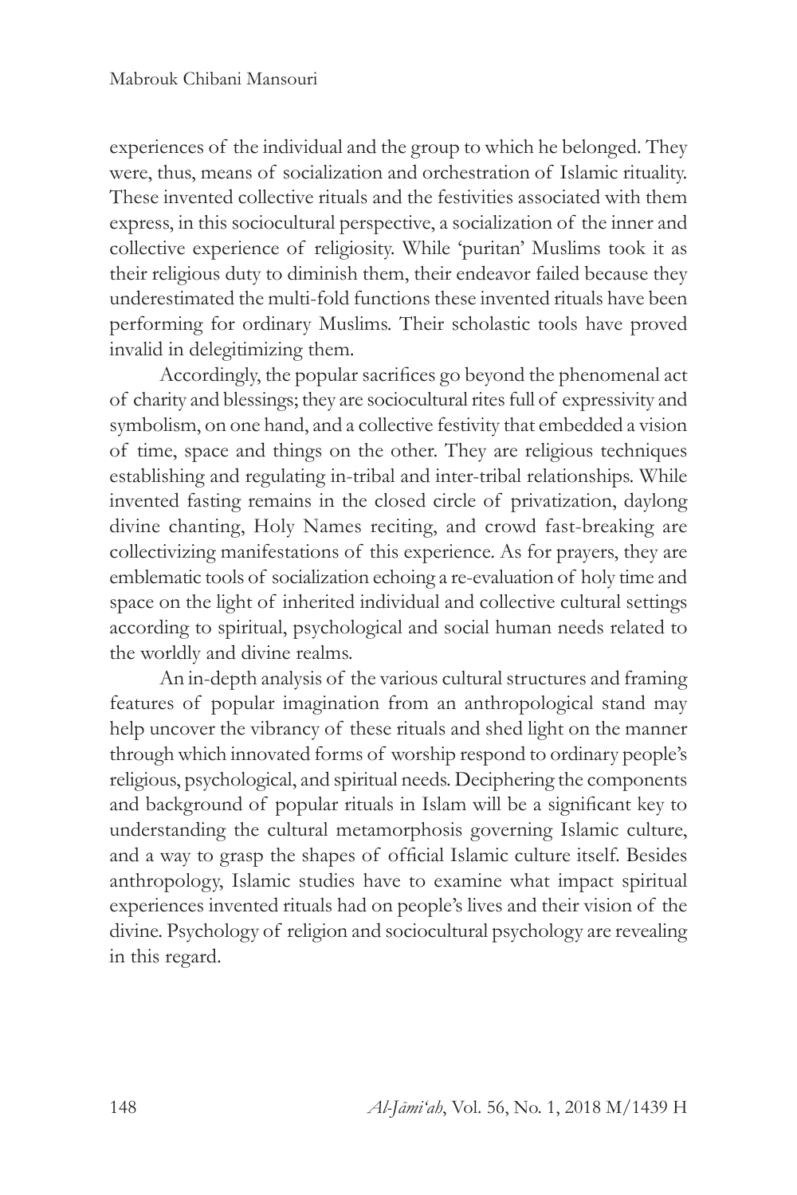experiences of the individual and the group to which he belonged. They were, thus, means of socialization and orchestration of Islamic rituality. These invented collective rituals and the festivities associated with them express, in this sociocultural perspective, a socialization of the inner and collective experience of religiosity. While 'puritan' Muslims took it as their religious duty to diminish them, their endeavor failed because they underestimated the multi-fold functions these invented rituals have been performing for ordinary Muslims. Their scholastic tools have proved invalid in delegitimizing them.

Accordingly, the popular sacrifices go beyond the phenomenal act of charity and blessings; they are sociocultural rites full of expressivity and symbolism, on one hand, and a collective festivity that embedded a vision of time, space and things on the other. They are religious techniques establishing and regulating in-tribal and inter-tribal relationships. While invented fasting remains in the closed circle of privatization, daylong divine chanting, Holy Names reciting, and crowd fast-breaking are collectivizing manifestations of this experience. As for prayers, they are emblematic tools of socialization echoing a re-evaluation of holy time and space on the light of inherited individual and collective cultural settings according to spiritual, psychological and social human needs related to the worldly and divine realms.

An in-depth analysis of the various cultural structures and framing features of popular imagination from an anthropological stand may help uncover the vibrancy of these rituals and shed light on the manner through which innovated forms of worship respond to ordinary people's religious, psychological, and spiritual needs. Deciphering the components and background of popular rituals in Islam will be a significant key to understanding the cultural metamorphosis governing Islamic culture, and a way to grasp the shapes of official Islamic culture itself. Besides anthropology, Islamic studies have to examine what impact spiritual experiences invented rituals had on people's lives and their vision of the divine. Psychology of religion and sociocultural psychology are revealing in this regard.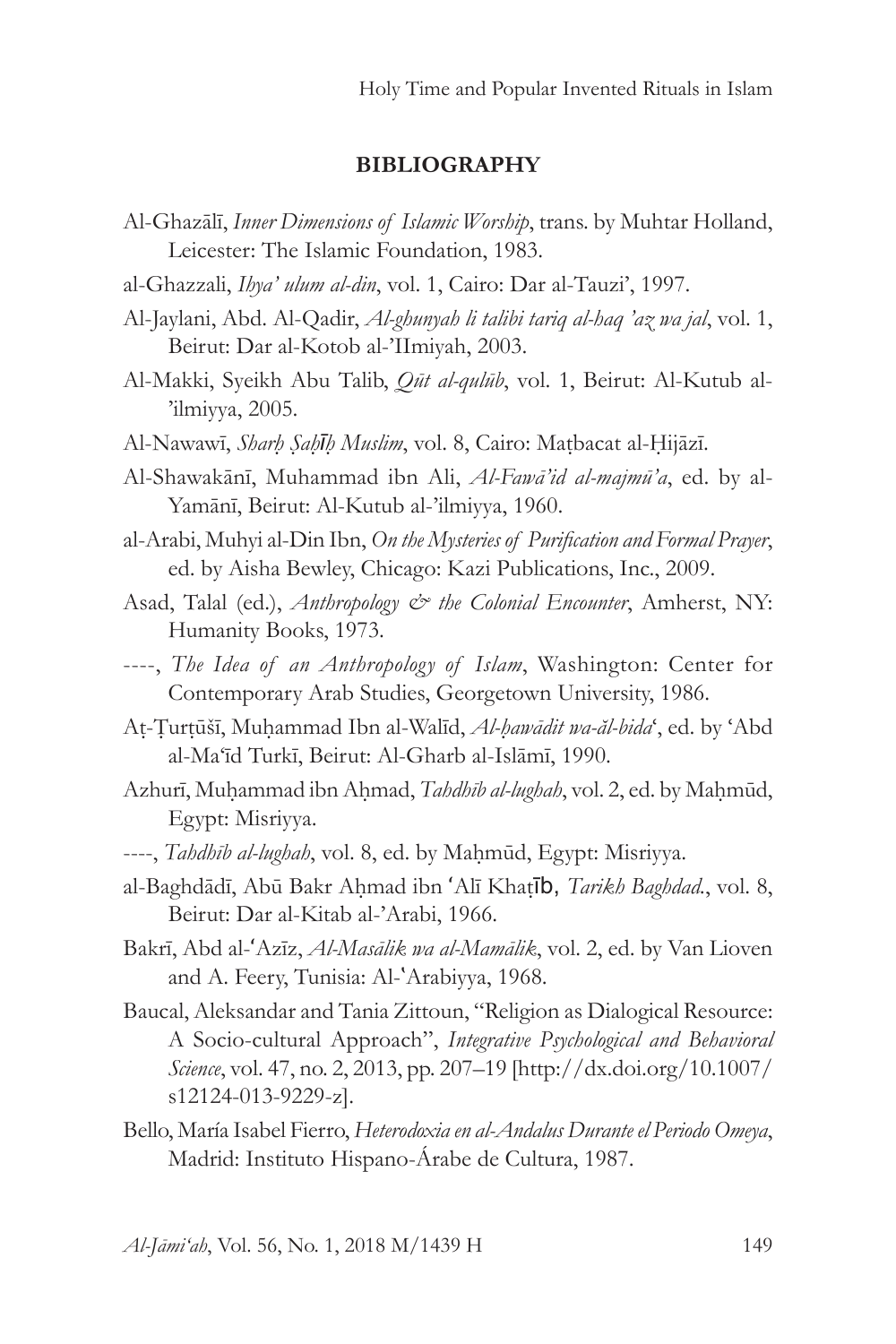## BIBLIOGRAPHY

Al-Ghazālī, *Inner Dimensions of Islamic Worship*, trans. by Muhtar Holland, Leicester: The Islamic Foundation, 1983.

al-Ghazzali, *Ihya' ulum al-din*, vol. 1, Cairo: Dar al-Tauzi', 1997.

Al-Jaylani, Abd. Al-Qadir, *Al-ghunyah li talibi tariq al-haq 'az wa jal*, vol. 1, Beirut: Dar al-Kotob al-'IImiyah, 2003.

Al-Makki, Syeikh Abu Talib, *Qūt al-qulūb*, vol. 1, Beirut: Al-Kutub al-'ilmiyya, 2005.

Al-Nawawī, *Sharḥ Ṣaḥīḥ Muslim*, vol. 8, Cairo: Maṭbacat al-Ḥijāzī.

Al-Shawakānī, Muhammad ibn Ali, *Al-Fawā'id al-majmū'a*, ed. by al-Yamānī, Beirut: Al-Kutub al-'ilmiyya, 1960.

al-Arabi, Muhyi al-Din Ibn, *On the Mysteries of Purification and Formal Prayer*, ed. by Aisha Bewley, Chicago: Kazi Publications, Inc., 2009.

Asad, Talal (ed.), *Anthropology & the Colonial Encounter*, Amherst, NY: Humanity Books, 1973.

----, *The Idea of an Anthropology of Islam*, Washington: Center for Contemporary Arab Studies, Georgetown University, 1986.

Aṭ-Ṭurṭūšī, Muḥammad Ibn al-Walīd, *Al-ḥawādit wa-ăl-bida*', ed. by 'Abd al-Ma'īd Turkī, Beirut: Al-Gharb al-Islāmī, 1990.

Azhurī, Muḥammad ibn Aḥmad, *Tahdhīb al-lughah*, vol. 2, ed. by Maḥmūd, Egypt: Misriyya.

----, *Tahdhīb al-lughah*, vol. 8, ed. by Maḥmūd, Egypt: Misriyya.

al-Baghdādī, Abū Bakr Aḥmad ibn ʻAlī Khaṭīb, *Tarikh Baghdad.*, vol. 8, Beirut: Dar al-Kitab al-'Arabi, 1966.

Bakrī, Abd al-ʻAzīz, *Al-Masālik wa al-Mamālik*, vol. 2, ed. by Van Lioven and A. Feery, Tunisia: Al-ʻArabiyya, 1968.

Baucal, Aleksandar and Tania Zittoun, "Religion as Dialogical Resource: A Socio-cultural Approach", *Integrative Psychological and Behavioral Science*, vol. 47, no. 2, 2013, pp. 207–19 [http://dx.doi.org/10.1007/s12124-013-9229-z].

Bello, María Isabel Fierro, *Heterodoxia en al-Andalus Durante el Periodo Omeya*, Madrid: Instituto Hispano-Árabe de Cultura, 1987.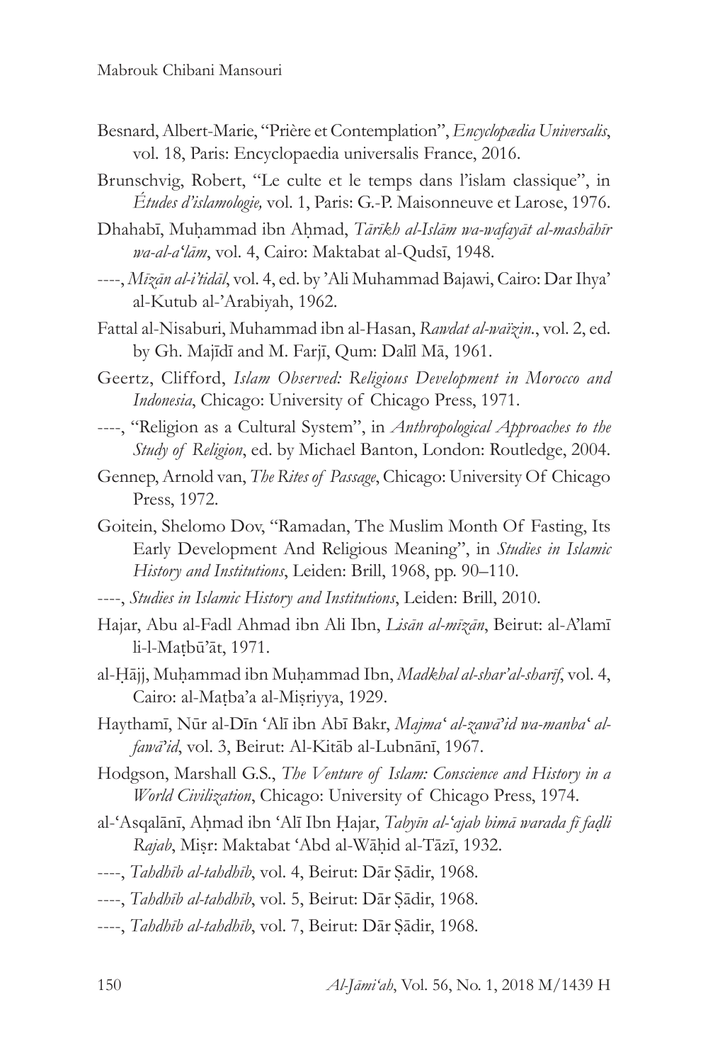Besnard, Albert-Marie, "Prière et Contemplation", *Encyclopædia Universalis*, vol. 18, Paris: Encyclopaedia universalis France, 2016.

Brunschvig, Robert, "Le culte et le temps dans l'islam classique", in *Études d'islamologie,* vol. 1, Paris: G.-P. Maisonneuve et Larose, 1976.

Dhahabī, Muḥammad ibn Aḥmad, *Tārīkh al-Islām wa-wafayāt al-mashāhīr wa-al-a'lām*, vol. 4, Cairo: Maktabat al-Qudsī, 1948.

----, *Mīzān al-i'tidāl*, vol. 4, ed. by 'Ali Muhammad Bajawi, Cairo: Dar Ihya' al-Kutub al-'Arabiyah, 1962.

Fattal al-Nisaburi, Muhammad ibn al-Hasan, *Rawdat al-waïzin.*, vol. 2, ed. by Gh. Majīdī and M. Farjī, Qum: Dalīl Mā, 1961.

Geertz, Clifford, *Islam Observed: Religious Development in Morocco and Indonesia*, Chicago: University of Chicago Press, 1971.

----, "Religion as a Cultural System", in *Anthropological Approaches to the Study of Religion*, ed. by Michael Banton, London: Routledge, 2004.

Gennep, Arnold van, *The Rites of Passage*, Chicago: University Of Chicago Press, 1972.

Goitein, Shelomo Dov, "Ramadan, The Muslim Month Of Fasting, Its Early Development And Religious Meaning", in *Studies in Islamic History and Institutions*, Leiden: Brill, 1968, pp. 90–110.

----, *Studies in Islamic History and Institutions*, Leiden: Brill, 2010.

Hajar, Abu al-Fadl Ahmad ibn Ali Ibn, *Lisān al-mīzān*, Beirut: al-A'lamī li-l-Maṭbū'āt, 1971.

al-Ḥājj, Muḥammad ibn Muḥammad Ibn, *Madkhal al-shar'al-sharīf*, vol. 4, Cairo: al-Maṭba'a al-Miṣriyya, 1929.

Haythamī, Nūr al-Dīn 'Alī ibn Abī Bakr, *Majma' al-zawā'id wa-manba' al-fawā'id*, vol. 3, Beirut: Al-Kitāb al-Lubnānī, 1967.

Hodgson, Marshall G.S., *The Venture of Islam: Conscience and History in a World Civilization*, Chicago: University of Chicago Press, 1974.

al-'Asqalānī, Aḥmad ibn 'Alī Ibn Ḥajar, *Tabyīn al-'ajab bimā warada fī faḍli Rajab*, Miṣr: Maktabat 'Abd al-Wāḥid al-Tāzī, 1932.

----, *Tahdhīb al-tahdhīb*, vol. 4, Beirut: Dār Ṣādir, 1968.

----, *Tahdhīb al-tahdhīb*, vol. 5, Beirut: Dār Ṣādir, 1968.

----, *Tahdhīb al-tahdhīb*, vol. 7, Beirut: Dār Ṣādir, 1968.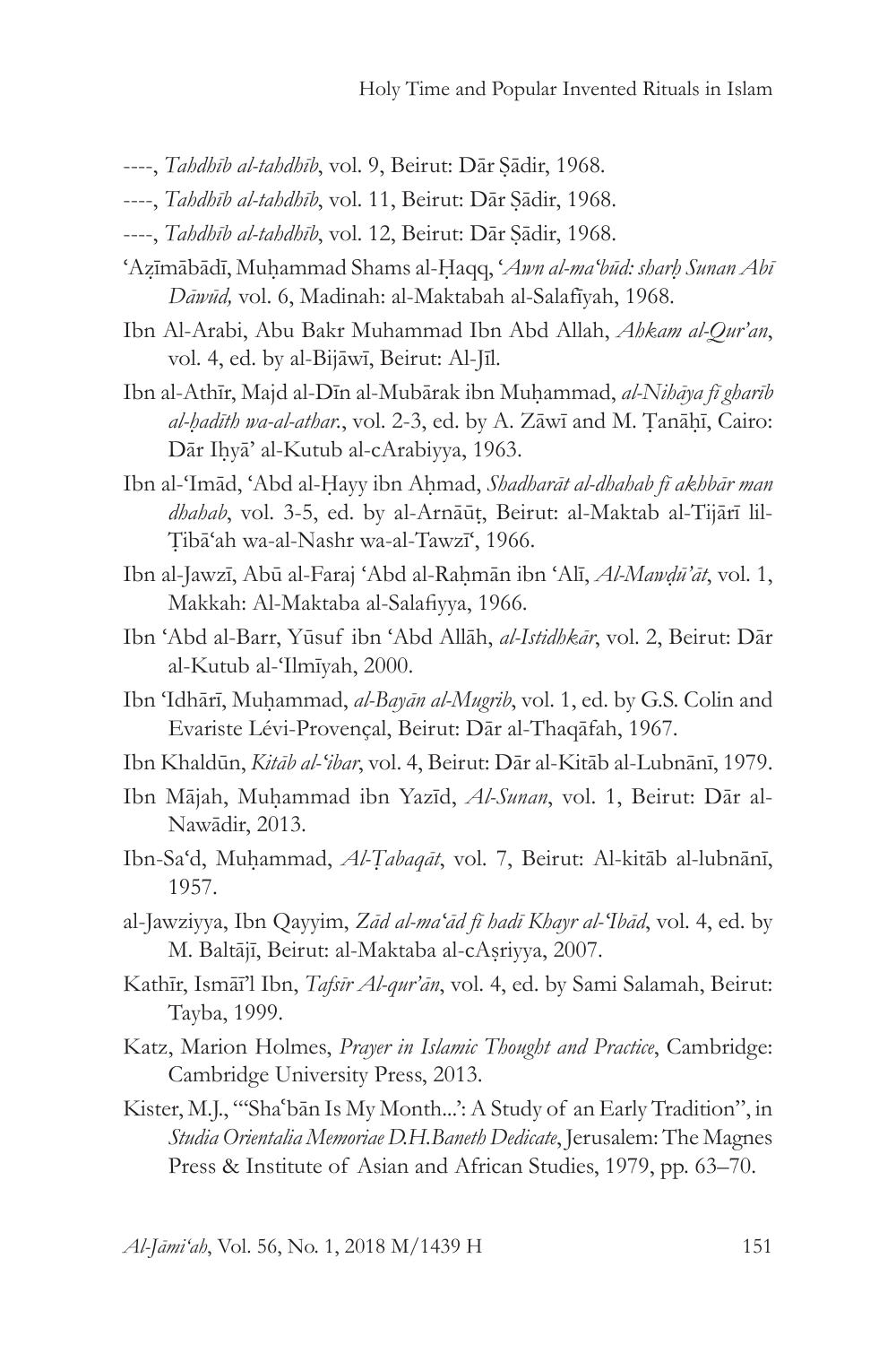----, *Tahdhīb al-tahdhīb*, vol. 9, Beirut: Dār Ṣādir, 1968.

----, *Tahdhīb al-tahdhīb*, vol. 11, Beirut: Dār Ṣādir, 1968.

----, *Tahdhīb al-tahdhīb*, vol. 12, Beirut: Dār Ṣādir, 1968.

ʻAẓīmābādī, Muḥammad Shams al-Ḥaqq, *ʻAwn al-maʻbūd: sharḥ Sunan Abī Dāwūd,* vol. 6, Madinah: al-Maktabah al-Salafīyah, 1968.

Ibn Al-Arabi, Abu Bakr Muhammad Ibn Abd Allah, *Ahkam al-Qur'an*, vol. 4, ed. by al-Bijāwī, Beirut: Al-Jīl.

Ibn al-Athīr, Majd al-Dīn al-Mubārak ibn Muḥammad, *al-Nihāya fī gharīb al-ḥadīth wa-al-athar.*, vol. 2-3, ed. by A. Zāwī and M. Ṭanāḥī, Cairo: Dār Iḥyā' al-Kutub al-cArabiyya, 1963.

Ibn al-ʻImād, ʻAbd al-Ḥayy ibn Aḥmad, *Shadharāt al-dhahab fī akhbār man dhahab*, vol. 3-5, ed. by al-Arnāūṭ, Beirut: al-Maktab al-Tijārī lil-Ṭibāʻah wa-al-Nashr wa-al-Tawzīʻ, 1966.

Ibn al-Jawzī, Abū al-Faraj ʻAbd al-Raḥmān ibn ʻAlī, *Al-Mawḍū'āt*, vol. 1, Makkah: Al-Maktaba al-Salafiyya, 1966.

Ibn ʻAbd al-Barr, Yūsuf ibn ʻAbd Allāh, *al-Istidhkār*, vol. 2, Beirut: Dār al-Kutub al-ʻIlmīyah, 2000.

Ibn ʻIdhārī, Muḥammad, *al-Bayān al-Mugrib*, vol. 1, ed. by G.S. Colin and Evariste Lévi-Provençal, Beirut: Dār al-Thaqāfah, 1967.

Ibn Khaldūn, *Kitāb al-ʻibar*, vol. 4, Beirut: Dār al-Kitāb al-Lubnānī, 1979.

Ibn Mājah, Muḥammad ibn Yazīd, *Al-Sunan*, vol. 1, Beirut: Dār al-Nawādir, 2013.

Ibn-Saʻd, Muḥammad, *Al-Ṭabaqāt*, vol. 7, Beirut: Al-kitāb al-lubnānī, 1957.

al-Jawziyya, Ibn Qayyim, *Zād al-maʻād fī hadī Khayr al-ʻIbād*, vol. 4, ed. by M. Baltājī, Beirut: al-Maktaba al-cAṣriyya, 2007.

Kathīr, Ismāʻīl Ibn, *Tafsīr Al-qur'ān*, vol. 4, ed. by Sami Salamah, Beirut: Tayba, 1999.

Katz, Marion Holmes, *Prayer in Islamic Thought and Practice*, Cambridge: Cambridge University Press, 2013.

Kister, M.J., "'Shaʻbān Is My Month...': A Study of an Early Tradition", in *Studia Orientalia Memoriae D.H.Baneth Dedicate*, Jerusalem: The Magnes Press & Institute of Asian and African Studies, 1979, pp. 63–70.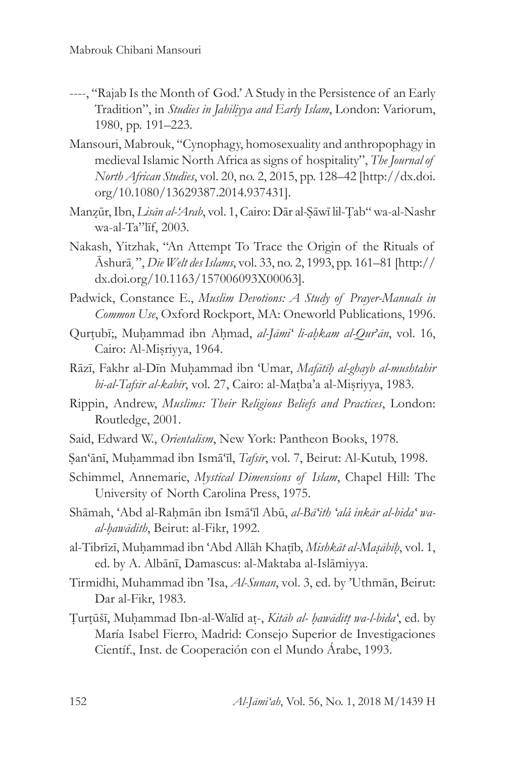----, "Rajab Is the Month of God.' A Study in the Persistence of an Early Tradition", in *Studies in Jahiliyya and Early Islam*, London: Variorum, 1980, pp. 191–223.

Mansouri, Mabrouk, "Cynophagy, homosexuality and anthropophagy in medieval Islamic North Africa as signs of hospitality", *The Journal of North African Studies*, vol. 20, no. 2, 2015, pp. 128–42 [http://dx.doi.org/10.1080/13629387.2014.937431].

Manẓūr, Ibn, *Lisān al-'Arab*, vol. 1, Cairo: Dār al-Ṣāwī lil-Ṭab" wa-al-Nashr wa-al-Ta"līf, 2003.

Nakash, Yitzhak, "An Attempt To Trace the Origin of the Rituals of Āshurā¸", *Die Welt des Islams*, vol. 33, no. 2, 1993, pp. 161–81 [http://dx.doi.org/10.1163/157006093X00063].

Padwick, Constance E., *Muslim Devotions: A Study of Prayer-Manuals in Common Use*, Oxford Rockport, MA: Oneworld Publications, 1996.

Qurṭubī;, Muḥammad ibn Aḥmad, *al-Jāmi' li-aḥkam al-Qur'ān*, vol. 16, Cairo: Al-Miṣriyya, 1964.

Rāzī, Fakhr al-Dīn Muḥammad ibn 'Umar, *Mafātīḥ al-ghayb al-mushtahir bi-al-Tafsīr al-kabīr*, vol. 27, Cairo: al-Maṭba'a al-Miṣriyya, 1983.

Rippin, Andrew, *Muslims: Their Religious Beliefs and Practices*, London: Routledge, 2001.

Said, Edward W., *Orientalism*, New York: Pantheon Books, 1978.

Ṣan'ānī, Muḥammad ibn Ismā'īl, *Tafsīr*, vol. 7, Beirut: Al-Kutub, 1998.

Schimmel, Annemarie, *Mystical Dimensions of Islam*, Chapel Hill: The University of North Carolina Press, 1975.

Shāmah, 'Abd al-Raḥmān ibn Ismā'īl Abū, *al-Bā'ith 'alá inkār al-bida' wa-al-ḥawādith*, Beirut: al-Fikr, 1992.

al-Tibrīzī, Muḥammad ibn 'Abd Allāh Khaṭīb, *Mishkāt al-Maṣābīḥ*, vol. 1, ed. by A. Albānī, Damascus: al-Maktaba al-Islāmiyya.

Tirmidhi, Muhammad ibn 'Isa, *Al-Sunan*, vol. 3, ed. by 'Uthmān, Beirut: Dar al-Fikr, 1983.

Ṭurṭūšī, Muḥammad Ibn-al-Walīd aṭ-, *Kitāb al- ḥawādiṭ wa-l-bida'*, ed. by María Isabel Fierro, Madrid: Consejo Superior de Investigaciones Científ., Inst. de Cooperación con el Mundo Árabe, 1993.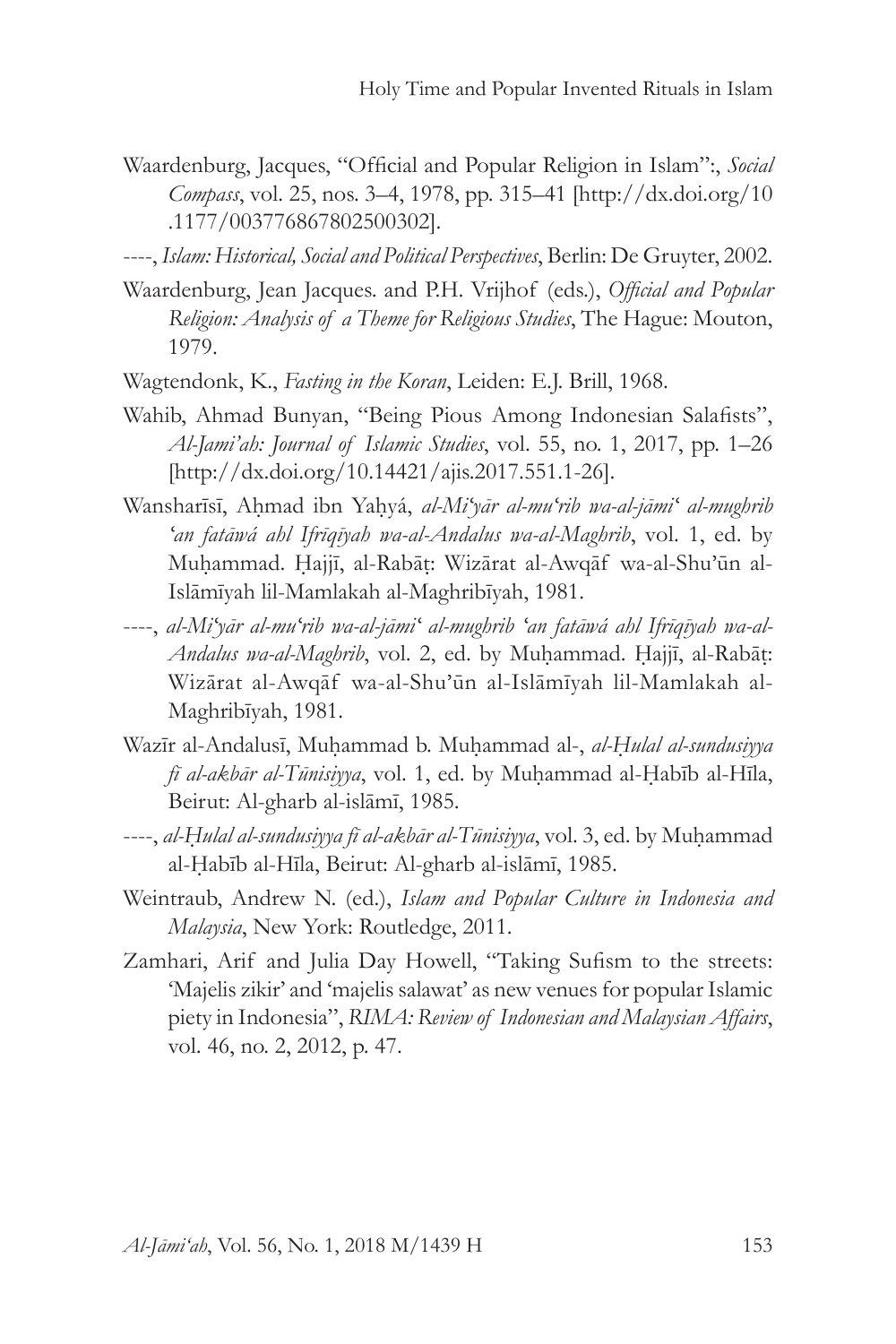Waardenburg, Jacques, "Official and Popular Religion in Islam":, *Social Compass*, vol. 25, nos. 3–4, 1978, pp. 315–41 [http://dx.doi.org/10.1177/003776867802500302].

----, *Islam: Historical, Social and Political Perspectives*, Berlin: De Gruyter, 2002.

Waardenburg, Jean Jacques. and P.H. Vrijhof (eds.), *Official and Popular Religion: Analysis of a Theme for Religious Studies*, The Hague: Mouton, 1979.

Wagtendonk, K., *Fasting in the Koran*, Leiden: E.J. Brill, 1968.

Wahib, Ahmad Bunyan, "Being Pious Among Indonesian Salafists", *Al-Jami'ah: Journal of Islamic Studies*, vol. 55, no. 1, 2017, pp. 1–26 [http://dx.doi.org/10.14421/ajis.2017.551.1-26].

Wansharīsī, Aḥmad ibn Yaḥyá, *al-Mi'yār al-mu'rib wa-al-jāmi' al-mughrib 'an fatāwá ahl Ifrīqīyah wa-al-Andalus wa-al-Maghrib*, vol. 1, ed. by Muḥammad. Ḥajjī, al-Rabāṭ: Wizārat al-Awqāf wa-al-Shu'ūn al-Islāmīyah lil-Mamlakah al-Maghribīyah, 1981.

----, *al-Mi'yār al-mu'rib wa-al-jāmi' al-mughrib 'an fatāwá ahl Ifrīqīyah wa-al-Andalus wa-al-Maghrib*, vol. 2, ed. by Muḥammad. Ḥajjī, al-Rabāṭ: Wizārat al-Awqāf wa-al-Shu'ūn al-Islāmīyah lil-Mamlakah al-Maghribīyah, 1981.

Wazīr al-Andalusī, Muḥammad b. Muḥammad al-, *al-Ḥulal al-sundusiyya fī al-akbār al-Tūnisiyya*, vol. 1, ed. by Muḥammad al-Ḥabīb al-Hīla, Beirut: Al-gharb al-islāmī, 1985.

----, *al-Ḥulal al-sundusiyya fī al-akbār al-Tūnisiyya*, vol. 3, ed. by Muḥammad al-Ḥabīb al-Hīla, Beirut: Al-gharb al-islāmī, 1985.

Weintraub, Andrew N. (ed.), *Islam and Popular Culture in Indonesia and Malaysia*, New York: Routledge, 2011.

Zamhari, Arif and Julia Day Howell, "Taking Sufism to the streets: 'Majelis zikir' and 'majelis salawat' as new venues for popular Islamic piety in Indonesia", *RIMA: Review of Indonesian and Malaysian Affairs*, vol. 46, no. 2, 2012, p. 47.